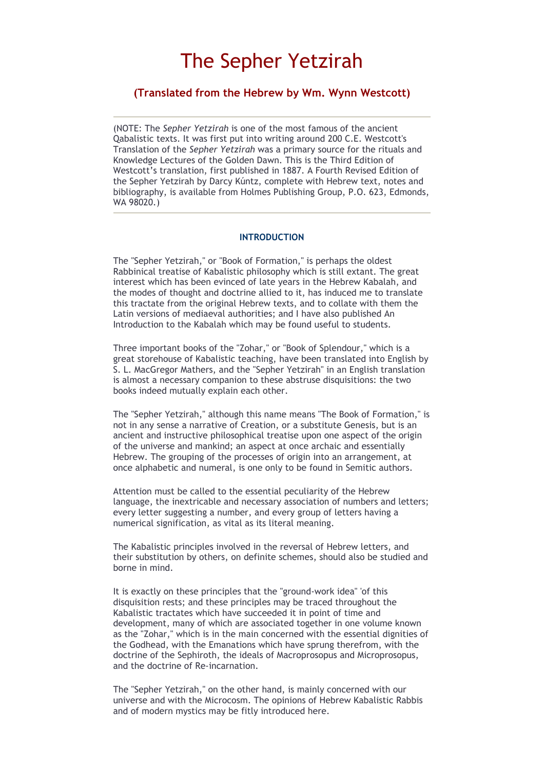# The Sepher Yetzirah

## (Translated from the Hebrew by Wm. Wynn Westcott)

---

(NOTE: The *Sepher Yetzirah* is one of the most famous of the ancient Qabalistic texts. It was first put into writing around 200 C.E. Westcott's Translation of the *Sepher Yetzirah* was a primary source for the rituals and Knowledge Lectures of the Golden Dawn. This is the Third Edition of Westcott's translation, first published in 1887. A Fourth Revised Edition of the Sepher Yetzirah by Darcy Kúntz, complete with Hebrew text, notes and bibliography, is available from Holmes Publishing Group, P.O. 623, Edmonds, WA 98020.)

---

### INTRODUCTION

The "Sepher Yetzirah," or "Book of Formation," is perhaps the oldest Rabbinical treatise of Kabalistic philosophy which is still extant. The great interest which has been evinced of late years in the Hebrew Kabalah, and the modes of thought and doctrine allied to it, has induced me to translate this tractate from the original Hebrew texts, and to collate with them the Latin versions of mediaeval authorities; and I have also published An Introduction to the Kabalah which may be found useful to students.

Three important books of the "Zohar," or "Book of Splendour," which is a great storehouse of Kabalistic teaching, have been translated into English by S. L. MacGregor Mathers, and the "Sepher Yetzirah" in an English translation is almost a necessary companion to these abstruse disquisitions: the two books indeed mutually explain each other.

The "Sepher Yetzirah," although this name means "The Book of Formation," is not in any sense a narrative of Creation, or a substitute Genesis, but is an ancient and instructive philosophical treatise upon one aspect of the origin of the universe and mankind; an aspect at once archaic and essentially Hebrew. The grouping of the processes of origin into an arrangement, at once alphabetic and numeral, is one only to be found in Semitic authors.

Attention must be called to the essential peculiarity of the Hebrew language, the inextricable and necessary association of numbers and letters; every letter suggesting a number, and every group of letters having a numerical signification, as vital as its literal meaning.

The Kabalistic principles involved in the reversal of Hebrew letters, and their substitution by others, on definite schemes, should also be studied and borne in mind.

It is exactly on these principles that the "ground-work idea" 'of this disquisition rests; and these principles may be traced throughout the Kabalistic tractates which have succeeded it in point of time and development, many of which are associated together in one volume known as the "Zohar," which is in the main concerned with the essential dignities of the Godhead, with the Emanations which have sprung therefrom, with the doctrine of the Sephiroth, the ideals of Macroprosopus and Microprosopus, and the doctrine of Re-incarnation.

The "Sepher Yetzirah," on the other hand, is mainly concerned with our universe and with the Microcosm. The opinions of Hebrew Kabalistic Rabbis and of modern mystics may be fitly introduced here.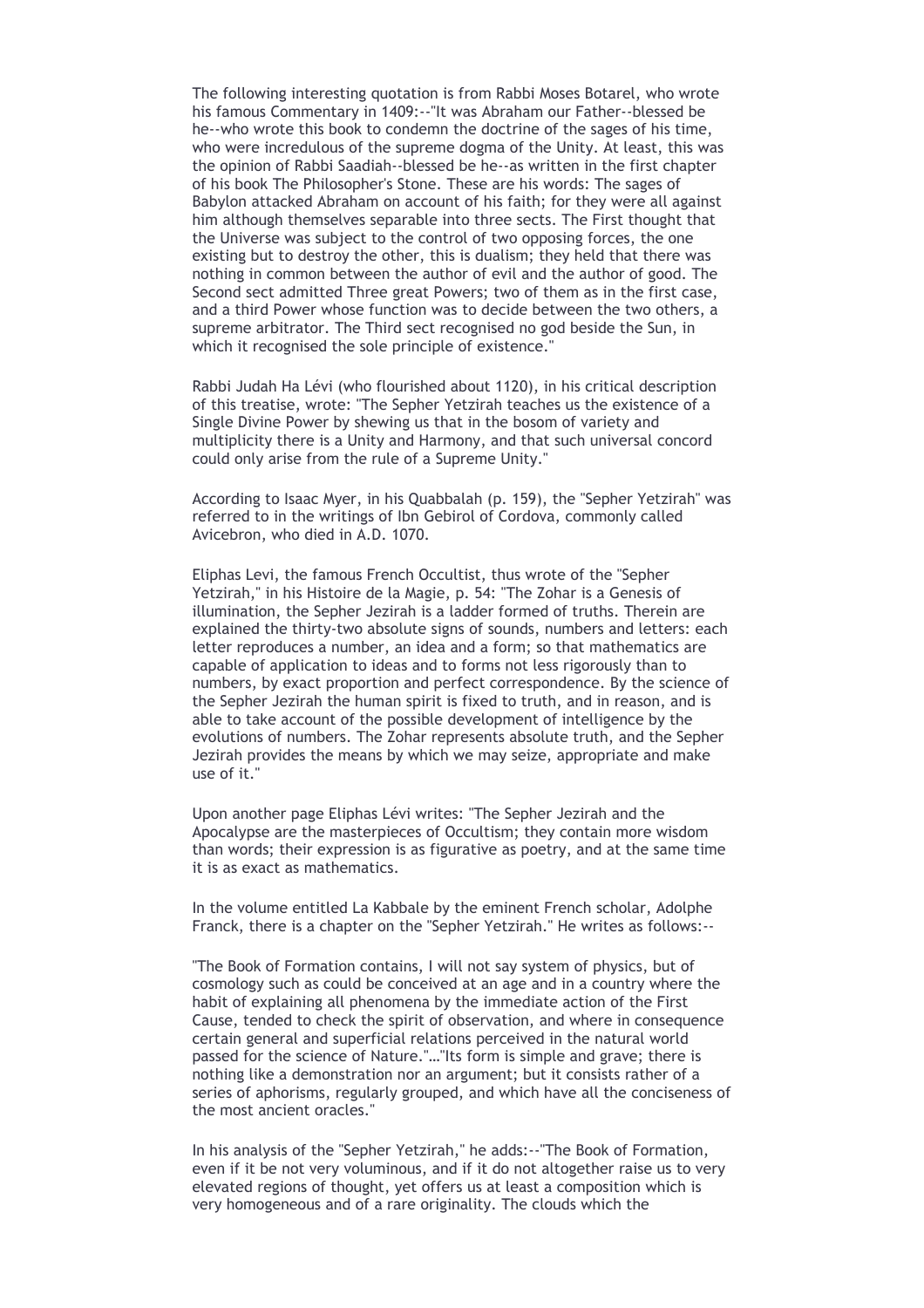The following interesting quotation is from Rabbi Moses Botarel, who wrote his famous Commentary in 1409:--"It was Abraham our Father--blessed be he--who wrote this book to condemn the doctrine of the sages of his time, who were incredulous of the supreme dogma of the Unity. At least, this was the opinion of Rabbi Saadiah--blessed be he--as written in the first chapter of his book The Philosopher's Stone. These are his words: The sages of Babylon attacked Abraham on account of his faith; for they were all against him although themselves separable into three sects. The First thought that the Universe was subject to the control of two opposing forces, the one existing but to destroy the other, this is dualism; they held that there was nothing in common between the author of evil and the author of good. The Second sect admitted Three great Powers; two of them as in the first case, and a third Power whose function was to decide between the two others, a supreme arbitrator. The Third sect recognised no god beside the Sun, in which it recognised the sole principle of existence."

Rabbi Judah Ha Lévi (who flourished about 1120), in his critical description of this treatise, wrote: "The Sepher Yetzirah teaches us the existence of a Single Divine Power by shewing us that in the bosom of variety and multiplicity there is a Unity and Harmony, and that such universal concord could only arise from the rule of a Supreme Unity."

According to Isaac Myer, in his Quabbalah (p. 159), the "Sepher Yetzirah" was referred to in the writings of Ibn Gebirol of Cordova, commonly called Avicebron, who died in A.D. 1070.

Eliphas Levi, the famous French Occultist, thus wrote of the "Sepher Yetzirah," in his Histoire de la Magie, p. 54: "The Zohar is a Genesis of illumination, the Sepher Jezirah is a ladder formed of truths. Therein are explained the thirty-two absolute signs of sounds, numbers and letters: each letter reproduces a number, an idea and a form; so that mathematics are capable of application to ideas and to forms not less rigorously than to numbers, by exact proportion and perfect correspondence. By the science of the Sepher Jezirah the human spirit is fixed to truth, and in reason, and is able to take account of the possible development of intelligence by the evolutions of numbers. The Zohar represents absolute truth, and the Sepher Jezirah provides the means by which we may seize, appropriate and make use of it."

Upon another page Eliphas Lévi writes: "The Sepher Jezirah and the Apocalypse are the masterpieces of Occultism; they contain more wisdom than words; their expression is as figurative as poetry, and at the same time it is as exact as mathematics.

In the volume entitled La Kabbale by the eminent French scholar, Adolphe Franck, there is a chapter on the "Sepher Yetzirah." He writes as follows:--

"The Book of Formation contains, I will not say system of physics, but of cosmology such as could be conceived at an age and in a country where the habit of explaining all phenomena by the immediate action of the First Cause, tended to check the spirit of observation, and where in consequence certain general and superficial relations perceived in the natural world passed for the science of Nature."…"Its form is simple and grave; there is nothing like a demonstration nor an argument; but it consists rather of a series of aphorisms, regularly grouped, and which have all the conciseness of the most ancient oracles."

In his analysis of the "Sepher Yetzirah," he adds:--"The Book of Formation, even if it be not very voluminous, and if it do not altogether raise us to very elevated regions of thought, yet offers us at least a composition which is very homogeneous and of a rare originality. The clouds which the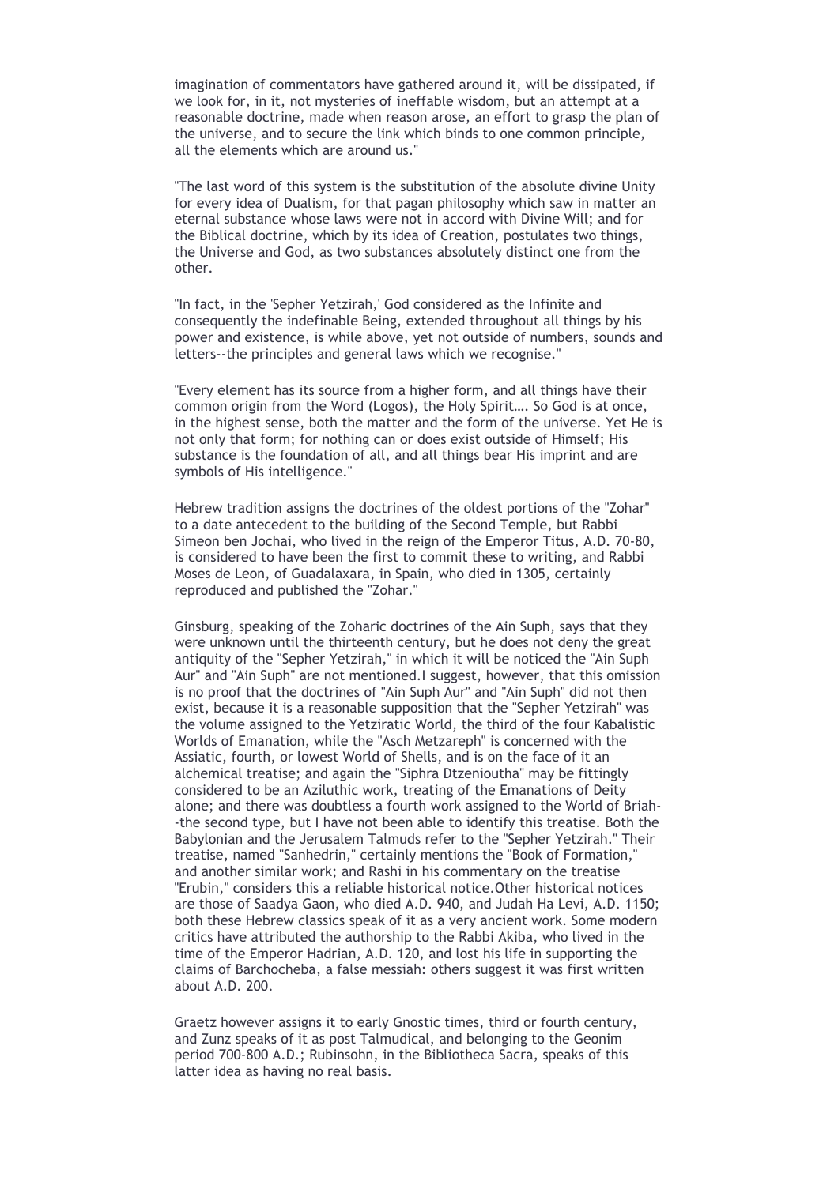imagination of commentators have gathered around it, will be dissipated, if we look for, in it, not mysteries of ineffable wisdom, but an attempt at a reasonable doctrine, made when reason arose, an effort to grasp the plan of the universe, and to secure the link which binds to one common principle, all the elements which are around us."

"The last word of this system is the substitution of the absolute divine Unity for every idea of Dualism, for that pagan philosophy which saw in matter an eternal substance whose laws were not in accord with Divine Will; and for the Biblical doctrine, which by its idea of Creation, postulates two things, the Universe and God, as two substances absolutely distinct one from the other.

"In fact, in the 'Sepher Yetzirah,' God considered as the Infinite and consequently the indefinable Being, extended throughout all things by his power and existence, is while above, yet not outside of numbers, sounds and letters--the principles and general laws which we recognise."

"Every element has its source from a higher form, and all things have their common origin from the Word (Logos), the Holy Spirit…. So God is at once, in the highest sense, both the matter and the form of the universe. Yet He is not only that form; for nothing can or does exist outside of Himself; His substance is the foundation of all, and all things bear His imprint and are symbols of His intelligence."

Hebrew tradition assigns the doctrines of the oldest portions of the "Zohar" to a date antecedent to the building of the Second Temple, but Rabbi Simeon ben Jochai, who lived in the reign of the Emperor Titus, A.D. 70-80, is considered to have been the first to commit these to writing, and Rabbi Moses de Leon, of Guadalaxara, in Spain, who died in 1305, certainly reproduced and published the "Zohar."

Ginsburg, speaking of the Zoharic doctrines of the Ain Suph, says that they were unknown until the thirteenth century, but he does not deny the great antiquity of the "Sepher Yetzirah," in which it will be noticed the "Ain Suph Aur" and "Ain Suph" are not mentioned.I suggest, however, that this omission is no proof that the doctrines of "Ain Suph Aur" and "Ain Suph" did not then exist, because it is a reasonable supposition that the "Sepher Yetzirah" was the volume assigned to the Yetziratic World, the third of the four Kabalistic Worlds of Emanation, while the "Asch Metzareph" is concerned with the Assiatic, fourth, or lowest World of Shells, and is on the face of it an alchemical treatise; and again the "Siphra Dtzenioutha" may be fittingly considered to be an Aziluthic work, treating of the Emanations of Deity alone; and there was doubtless a fourth work assigned to the World of Briah--the second type, but I have not been able to identify this treatise. Both the Babylonian and the Jerusalem Talmuds refer to the "Sepher Yetzirah." Their treatise, named "Sanhedrin," certainly mentions the "Book of Formation," and another similar work; and Rashi in his commentary on the treatise "Erubin," considers this a reliable historical notice.Other historical notices are those of Saadya Gaon, who died A.D. 940, and Judah Ha Levi, A.D. 1150; both these Hebrew classics speak of it as a very ancient work. Some modern critics have attributed the authorship to the Rabbi Akiba, who lived in the time of the Emperor Hadrian, A.D. 120, and lost his life in supporting the claims of Barchocheba, a false messiah: others suggest it was first written about A.D. 200.

Graetz however assigns it to early Gnostic times, third or fourth century, and Zunz speaks of it as post Talmudical, and belonging to the Geonim period 700-800 A.D.; Rubinsohn, in the Bibliotheca Sacra, speaks of this latter idea as having no real basis.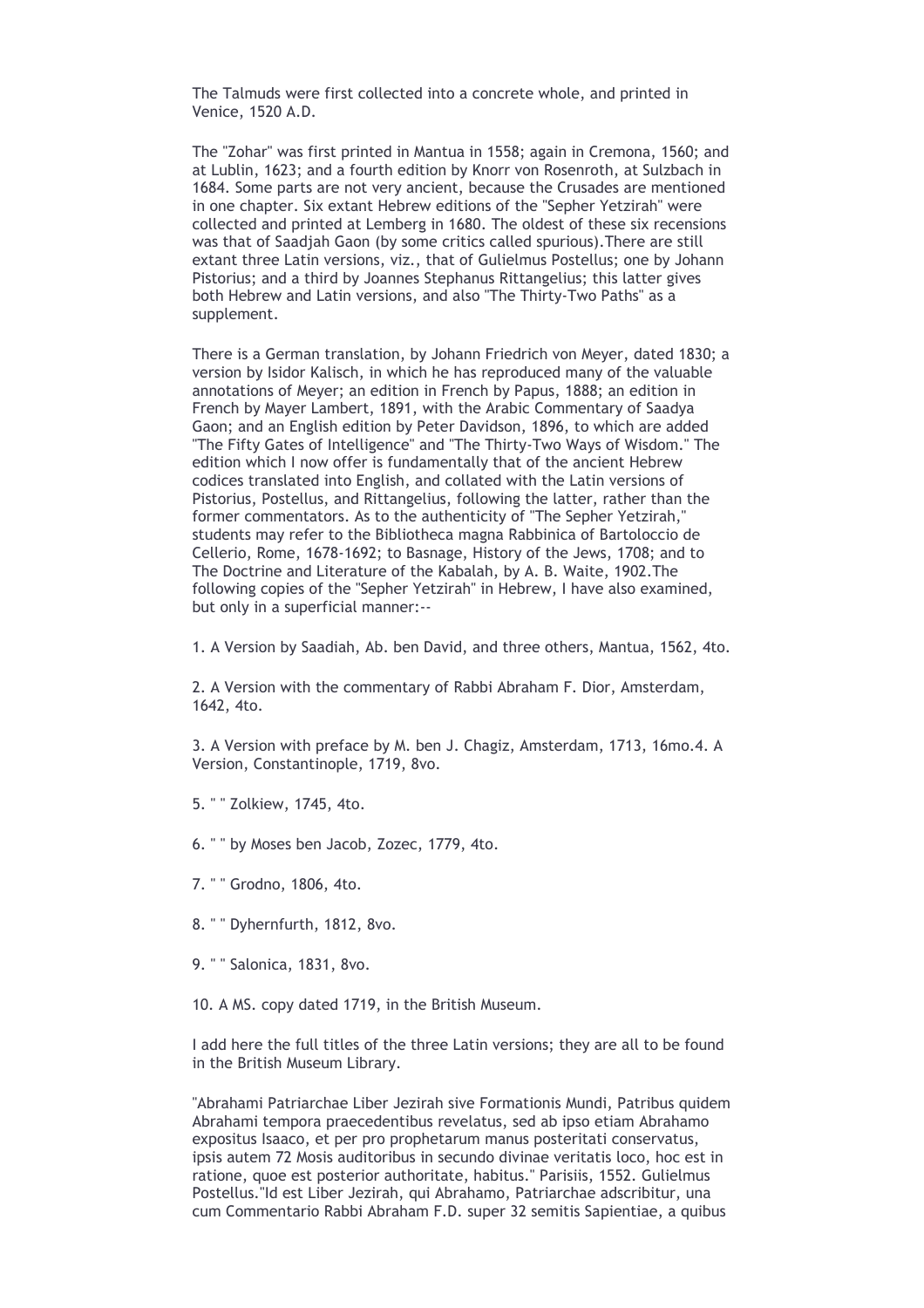The Talmuds were first collected into a concrete whole, and printed in Venice, 1520 A.D.

The "Zohar" was first printed in Mantua in 1558; again in Cremona, 1560; and at Lublin, 1623; and a fourth edition by Knorr von Rosenroth, at Sulzbach in 1684. Some parts are not very ancient, because the Crusades are mentioned in one chapter. Six extant Hebrew editions of the "Sepher Yetzirah" were collected and printed at Lemberg in 1680. The oldest of these six recensions was that of Saadjah Gaon (by some critics called spurious).There are still extant three Latin versions, viz., that of Gulielmus Postellus; one by Johann Pistorius; and a third by Joannes Stephanus Rittangelius; this latter gives both Hebrew and Latin versions, and also "The Thirty-Two Paths" as a supplement.

There is a German translation, by Johann Friedrich von Meyer, dated 1830; a version by Isidor Kalisch, in which he has reproduced many of the valuable annotations of Meyer; an edition in French by Papus, 1888; an edition in French by Mayer Lambert, 1891, with the Arabic Commentary of Saadya Gaon; and an English edition by Peter Davidson, 1896, to which are added "The Fifty Gates of Intelligence" and "The Thirty-Two Ways of Wisdom." The edition which I now offer is fundamentally that of the ancient Hebrew codices translated into English, and collated with the Latin versions of Pistorius, Postellus, and Rittangelius, following the latter, rather than the former commentators. As to the authenticity of "The Sepher Yetzirah," students may refer to the Bibliotheca magna Rabbinica of Bartoloccio de Cellerio, Rome, 1678-1692; to Basnage, History of the Jews, 1708; and to The Doctrine and Literature of the Kabalah, by A. B. Waite, 1902.The following copies of the "Sepher Yetzirah" in Hebrew, I have also examined, but only in a superficial manner:--

1. A Version by Saadiah, Ab. ben David, and three others, Mantua, 1562, 4to.

2. A Version with the commentary of Rabbi Abraham F. Dior, Amsterdam, 1642, 4to.

3. A Version with preface by M. ben J. Chagiz, Amsterdam, 1713, 16mo.4. A Version, Constantinople, 1719, 8vo.

5. " " Zolkiew, 1745, 4to.

6. " " by Moses ben Jacob, Zozec, 1779, 4to.

7. " " Grodno, 1806, 4to.

8. " " Dyhernfurth, 1812, 8vo.

9. " " Salonica, 1831, 8vo.

10. A MS. copy dated 1719, in the British Museum.

I add here the full titles of the three Latin versions; they are all to be found in the British Museum Library.

"Abrahami Patriarchae Liber Jezirah sive Formationis Mundi, Patribus quidem Abrahami tempora praecedentibus revelatus, sed ab ipso etiam Abrahamo expositus Isaaco, et per pro prophetarum manus posteritati conservatus, ipsis autem 72 Mosis auditoribus in secundo divinae veritatis loco, hoc est in ratione, quoe est posterior authoritate, habitus." Parisiis, 1552. Gulielmus Postellus."Id est Liber Jezirah, qui Abrahamo, Patriarchae adscribitur, una cum Commentario Rabbi Abraham F.D. super 32 semitis Sapientiae, a quibus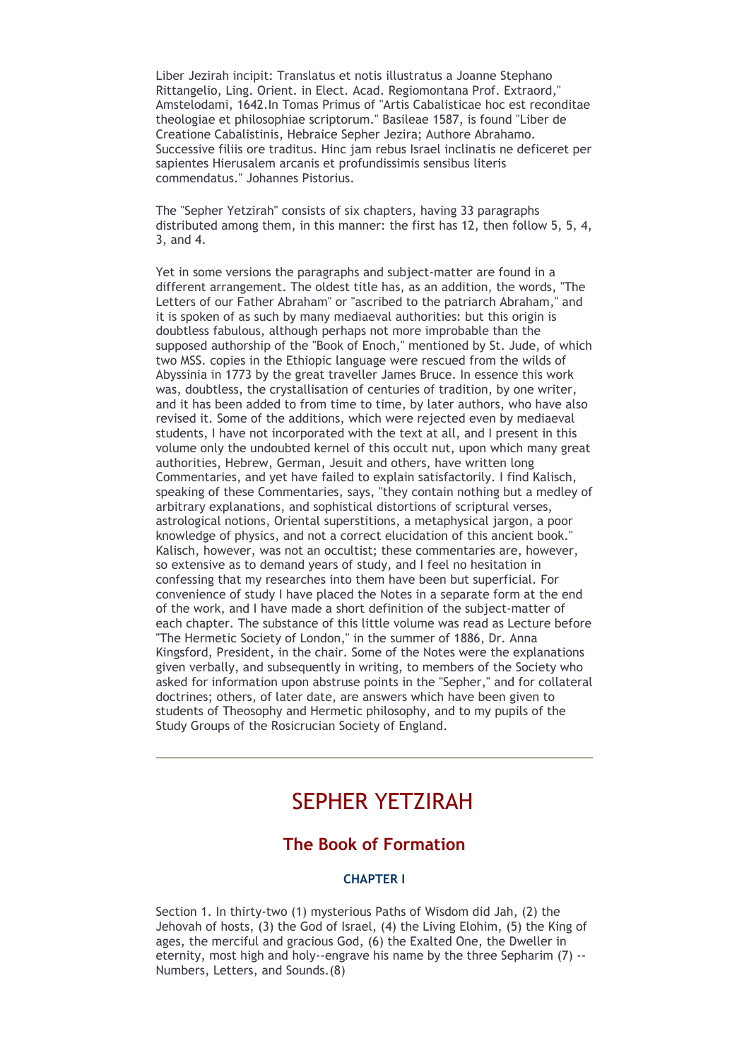Liber Jezirah incipit: Translatus et notis illustratus a Joanne Stephano Rittangelio, Ling. Orient. in Elect. Acad. Regiomontana Prof. Extraord," Amstelodami, 1642.In Tomas Primus of "Artis Cabalisticae hoc est reconditae theologiae et philosophiae scriptorum." Basileae 1587, is found "Liber de Creatione Cabalistinis, Hebraice Sepher Jezira; Authore Abrahamo. Successive filiis ore traditus. Hinc jam rebus Israel inclinatis ne deficeret per sapientes Hierusalem arcanis et profundissimis sensibus literis commendatus." Johannes Pistorius.

The "Sepher Yetzirah" consists of six chapters, having 33 paragraphs distributed among them, in this manner: the first has 12, then follow 5, 5, 4, 3, and 4.

Yet in some versions the paragraphs and subject-matter are found in a different arrangement. The oldest title has, as an addition, the words, "The Letters of our Father Abraham" or "ascribed to the patriarch Abraham," and it is spoken of as such by many mediaeval authorities: but this origin is doubtless fabulous, although perhaps not more improbable than the supposed authorship of the "Book of Enoch," mentioned by St. Jude, of which two MSS. copies in the Ethiopic language were rescued from the wilds of Abyssinia in 1773 by the great traveller James Bruce. In essence this work was, doubtless, the crystallisation of centuries of tradition, by one writer, and it has been added to from time to time, by later authors, who have also revised it. Some of the additions, which were rejected even by mediaeval students, I have not incorporated with the text at all, and I present in this volume only the undoubted kernel of this occult nut, upon which many great authorities, Hebrew, German, Jesuit and others, have written long Commentaries, and yet have failed to explain satisfactorily. I find Kalisch, speaking of these Commentaries, says, "they contain nothing but a medley of arbitrary explanations, and sophistical distortions of scriptural verses, astrological notions, Oriental superstitions, a metaphysical jargon, a poor knowledge of physics, and not a correct elucidation of this ancient book." Kalisch, however, was not an occultist; these commentaries are, however, so extensive as to demand years of study, and I feel no hesitation in confessing that my researches into them have been but superficial. For convenience of study I have placed the Notes in a separate form at the end of the work, and I have made a short definition of the subject-matter of each chapter. The substance of this little volume was read as Lecture before "The Hermetic Society of London," in the summer of 1886, Dr. Anna Kingsford, President, in the chair. Some of the Notes were the explanations given verbally, and subsequently in writing, to members of the Society who asked for information upon abstruse points in the "Sepher," and for collateral doctrines; others, of later date, are answers which have been given to students of Theosophy and Hermetic philosophy, and to my pupils of the Study Groups of the Rosicrucian Society of England.

---

# SEPHER YETZIRAH

## The Book of Formation

### CHAPTER I

Section 1. In thirty-two (1) mysterious Paths of Wisdom did Jah, (2) the Jehovah of hosts, (3) the God of Israel, (4) the Living Elohim, (5) the King of ages, the merciful and gracious God, (6) the Exalted One, the Dweller in eternity, most high and holy--engrave his name by the three Sepharim (7) -- Numbers, Letters, and Sounds.(8)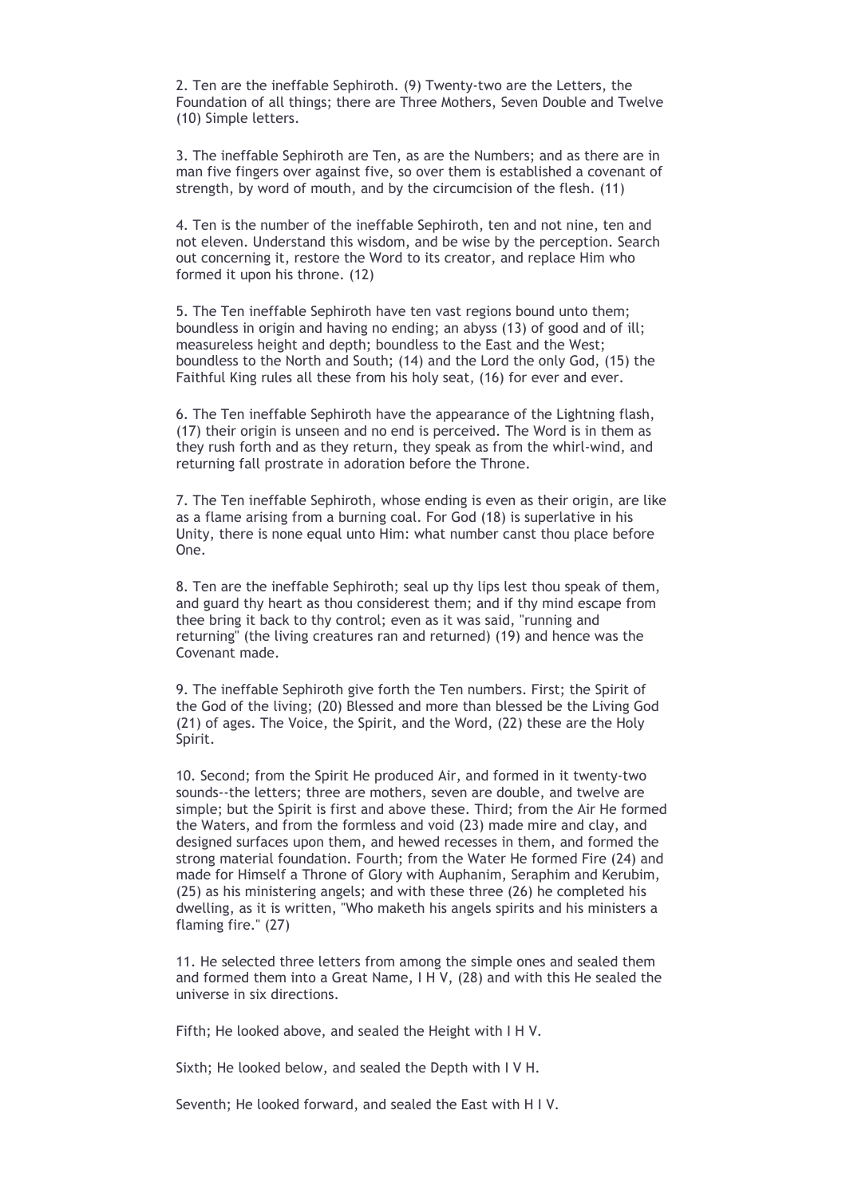2. Ten are the ineffable Sephiroth. (9) Twenty-two are the Letters, the Foundation of all things; there are Three Mothers, Seven Double and Twelve (10) Simple letters.

3. The ineffable Sephiroth are Ten, as are the Numbers; and as there are in man five fingers over against five, so over them is established a covenant of strength, by word of mouth, and by the circumcision of the flesh. (11)

4. Ten is the number of the ineffable Sephiroth, ten and not nine, ten and not eleven. Understand this wisdom, and be wise by the perception. Search out concerning it, restore the Word to its creator, and replace Him who formed it upon his throne. (12)

5. The Ten ineffable Sephiroth have ten vast regions bound unto them; boundless in origin and having no ending; an abyss (13) of good and of ill; measureless height and depth; boundless to the East and the West; boundless to the North and South; (14) and the Lord the only God, (15) the Faithful King rules all these from his holy seat, (16) for ever and ever.

6. The Ten ineffable Sephiroth have the appearance of the Lightning flash, (17) their origin is unseen and no end is perceived. The Word is in them as they rush forth and as they return, they speak as from the whirl-wind, and returning fall prostrate in adoration before the Throne.

7. The Ten ineffable Sephiroth, whose ending is even as their origin, are like as a flame arising from a burning coal. For God (18) is superlative in his Unity, there is none equal unto Him: what number canst thou place before One.

8. Ten are the ineffable Sephiroth; seal up thy lips lest thou speak of them, and guard thy heart as thou considerest them; and if thy mind escape from thee bring it back to thy control; even as it was said, "running and returning" (the living creatures ran and returned) (19) and hence was the Covenant made.

9. The ineffable Sephiroth give forth the Ten numbers. First; the Spirit of the God of the living; (20) Blessed and more than blessed be the Living God (21) of ages. The Voice, the Spirit, and the Word, (22) these are the Holy Spirit.

10. Second; from the Spirit He produced Air, and formed in it twenty-two sounds--the letters; three are mothers, seven are double, and twelve are simple; but the Spirit is first and above these. Third; from the Air He formed the Waters, and from the formless and void (23) made mire and clay, and designed surfaces upon them, and hewed recesses in them, and formed the strong material foundation. Fourth; from the Water He formed Fire (24) and made for Himself a Throne of Glory with Auphanim, Seraphim and Kerubim, (25) as his ministering angels; and with these three (26) he completed his dwelling, as it is written, "Who maketh his angels spirits and his ministers a flaming fire." (27)

11. He selected three letters from among the simple ones and sealed them and formed them into a Great Name, I H V, (28) and with this He sealed the universe in six directions.

Fifth; He looked above, and sealed the Height with I H V.

Sixth; He looked below, and sealed the Depth with I V H.

Seventh; He looked forward, and sealed the East with H I V.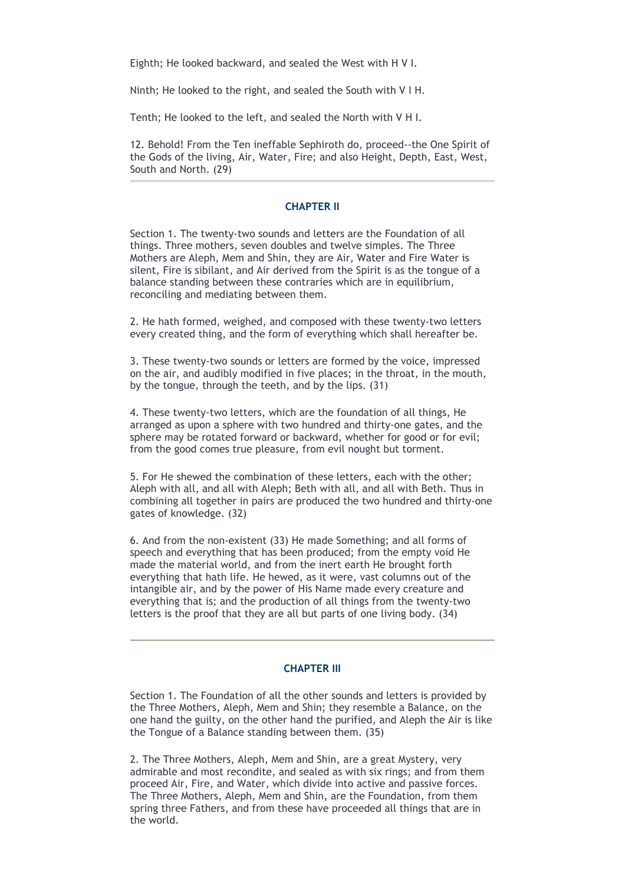Eighth; He looked backward, and sealed the West with H V I.

Ninth; He looked to the right, and sealed the South with V I H.

Tenth; He looked to the left, and sealed the North with V H I.

12. Behold! From the Ten ineffable Sephiroth do, proceed--the One Spirit of the Gods of the living, Air, Water, Fire; and also Height, Depth, East, West, South and North. (29)

---

### CHAPTER II

Section 1. The twenty-two sounds and letters are the Foundation of all things. Three mothers, seven doubles and twelve simples. The Three Mothers are Aleph, Mem and Shin, they are Air, Water and Fire Water is silent, Fire is sibilant, and Air derived from the Spirit is as the tongue of a balance standing between these contraries which are in equilibrium, reconciling and mediating between them.

2. He hath formed, weighed, and composed with these twenty-two letters every created thing, and the form of everything which shall hereafter be.

3. These twenty-two sounds or letters are formed by the voice, impressed on the air, and audibly modified in five places; in the throat, in the mouth, by the tongue, through the teeth, and by the lips. (31)

4. These twenty-two letters, which are the foundation of all things, He arranged as upon a sphere with two hundred and thirty-one gates, and the sphere may be rotated forward or backward, whether for good or for evil; from the good comes true pleasure, from evil nought but torment.

5. For He shewed the combination of these letters, each with the other; Aleph with all, and all with Aleph; Beth with all, and all with Beth. Thus in combining all together in pairs are produced the two hundred and thirty-one gates of knowledge. (32)

6. And from the non-existent (33) He made Something; and all forms of speech and everything that has been produced; from the empty void He made the material world, and from the inert earth He brought forth everything that hath life. He hewed, as it were, vast columns out of the intangible air, and by the power of His Name made every creature and everything that is; and the production of all things from the twenty-two letters is the proof that they are all but parts of one living body. (34)

---

### CHAPTER III

Section 1. The Foundation of all the other sounds and letters is provided by the Three Mothers, Aleph, Mem and Shin; they resemble a Balance, on the one hand the guilty, on the other hand the purified, and Aleph the Air is like the Tongue of a Balance standing between them. (35)

2. The Three Mothers, Aleph, Mem and Shin, are a great Mystery, very admirable and most recondite, and sealed as with six rings; and from them proceed Air, Fire, and Water, which divide into active and passive forces. The Three Mothers, Aleph, Mem and Shin, are the Foundation, from them spring three Fathers, and from these have proceeded all things that are in the world.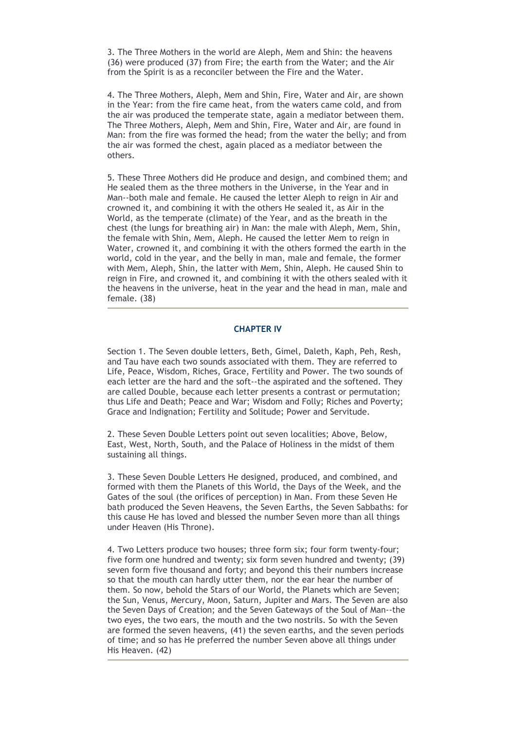3. The Three Mothers in the world are Aleph, Mem and Shin: the heavens (36) were produced (37) from Fire; the earth from the Water; and the Air from the Spirit is as a reconciler between the Fire and the Water.

4. The Three Mothers, Aleph, Mem and Shin, Fire, Water and Air, are shown in the Year: from the fire came heat, from the waters came cold, and from the air was produced the temperate state, again a mediator between them. The Three Mothers, Aleph, Mem and Shin, Fire, Water and Air, are found in Man: from the fire was formed the head; from the water the belly; and from the air was formed the chest, again placed as a mediator between the others.

5. These Three Mothers did He produce and design, and combined them; and He sealed them as the three mothers in the Universe, in the Year and in Man--both male and female. He caused the letter Aleph to reign in Air and crowned it, and combining it with the others He sealed it, as Air in the World, as the temperate (climate) of the Year, and as the breath in the chest (the lungs for breathing air) in Man: the male with Aleph, Mem, Shin, the female with Shin, Mem, Aleph. He caused the letter Mem to reign in Water, crowned it, and combining it with the others formed the earth in the world, cold in the year, and the belly in man, male and female, the former with Mem, Aleph, Shin, the latter with Mem, Shin, Aleph. He caused Shin to reign in Fire, and crowned it, and combining it with the others sealed with it the heavens in the universe, heat in the year and the head in man, male and female. (38)

## CHAPTER IV

Section 1. The Seven double letters, Beth, Gimel, Daleth, Kaph, Peh, Resh, and Tau have each two sounds associated with them. They are referred to Life, Peace, Wisdom, Riches, Grace, Fertility and Power. The two sounds of each letter are the hard and the soft--the aspirated and the softened. They are called Double, because each letter presents a contrast or permutation; thus Life and Death; Peace and War; Wisdom and Folly; Riches and Poverty; Grace and Indignation; Fertility and Solitude; Power and Servitude.

2. These Seven Double Letters point out seven localities; Above, Below, East, West, North, South, and the Palace of Holiness in the midst of them sustaining all things.

3. These Seven Double Letters He designed, produced, and combined, and formed with them the Planets of this World, the Days of the Week, and the Gates of the soul (the orifices of perception) in Man. From these Seven He bath produced the Seven Heavens, the Seven Earths, the Seven Sabbaths: for this cause He has loved and blessed the number Seven more than all things under Heaven (His Throne).

4. Two Letters produce two houses; three form six; four form twenty-four; five form one hundred and twenty; six form seven hundred and twenty; (39) seven form five thousand and forty; and beyond this their numbers increase so that the mouth can hardly utter them, nor the ear hear the number of them. So now, behold the Stars of our World, the Planets which are Seven; the Sun, Venus, Mercury, Moon, Saturn, Jupiter and Mars. The Seven are also the Seven Days of Creation; and the Seven Gateways of the Soul of Man--the two eyes, the two ears, the mouth and the two nostrils. So with the Seven are formed the seven heavens, (41) the seven earths, and the seven periods of time; and so has He preferred the number Seven above all things under His Heaven. (42)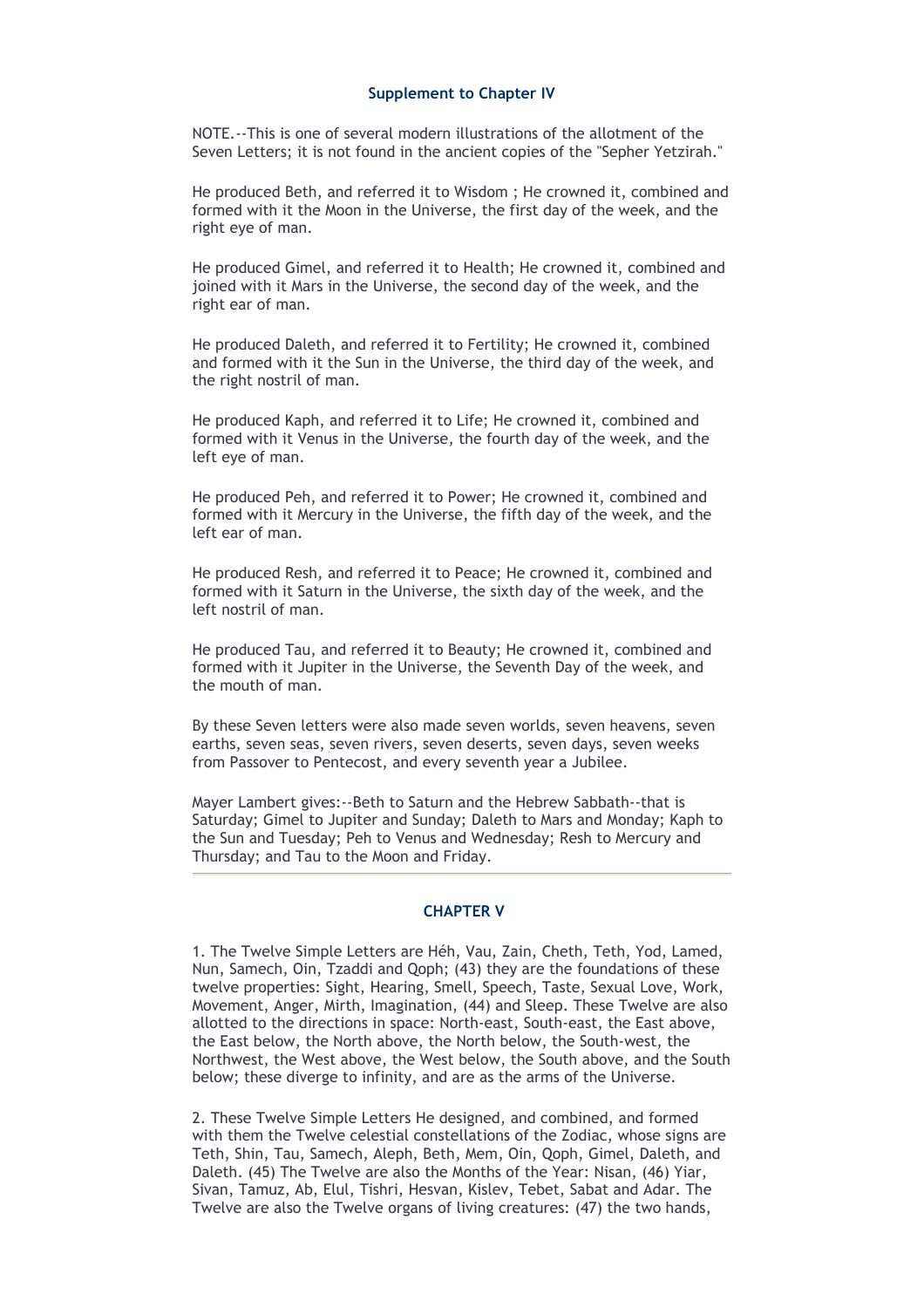## Supplement to Chapter IV

NOTE.--This is one of several modern illustrations of the allotment of the Seven Letters; it is not found in the ancient copies of the "Sepher Yetzirah."

He produced Beth, and referred it to Wisdom ; He crowned it, combined and formed with it the Moon in the Universe, the first day of the week, and the right eye of man.

He produced Gimel, and referred it to Health; He crowned it, combined and joined with it Mars in the Universe, the second day of the week, and the right ear of man.

He produced Daleth, and referred it to Fertility; He crowned it, combined and formed with it the Sun in the Universe, the third day of the week, and the right nostril of man.

He produced Kaph, and referred it to Life; He crowned it, combined and formed with it Venus in the Universe, the fourth day of the week, and the left eye of man.

He produced Peh, and referred it to Power; He crowned it, combined and formed with it Mercury in the Universe, the fifth day of the week, and the left ear of man.

He produced Resh, and referred it to Peace; He crowned it, combined and formed with it Saturn in the Universe, the sixth day of the week, and the left nostril of man.

He produced Tau, and referred it to Beauty; He crowned it, combined and formed with it Jupiter in the Universe, the Seventh Day of the week, and the mouth of man.

By these Seven letters were also made seven worlds, seven heavens, seven earths, seven seas, seven rivers, seven deserts, seven days, seven weeks from Passover to Pentecost, and every seventh year a Jubilee.

Mayer Lambert gives:--Beth to Saturn and the Hebrew Sabbath--that is Saturday; Gimel to Jupiter and Sunday; Daleth to Mars and Monday; Kaph to the Sun and Tuesday; Peh to Venus and Wednesday; Resh to Mercury and Thursday; and Tau to the Moon and Friday.

---

## CHAPTER V

1. The Twelve Simple Letters are Héh, Vau, Zain, Cheth, Teth, Yod, Lamed, Nun, Samech, Oin, Tzaddi and Qoph; (43) they are the foundations of these twelve properties: Sight, Hearing, Smell, Speech, Taste, Sexual Love, Work, Movement, Anger, Mirth, Imagination, (44) and Sleep. These Twelve are also allotted to the directions in space: North-east, South-east, the East above, the East below, the North above, the North below, the South-west, the Northwest, the West above, the West below, the South above, and the South below; these diverge to infinity, and are as the arms of the Universe.

2. These Twelve Simple Letters He designed, and combined, and formed with them the Twelve celestial constellations of the Zodiac, whose signs are Teth, Shin, Tau, Samech, Aleph, Beth, Mem, Oin, Qoph, Gimel, Daleth, and Daleth. (45) The Twelve are also the Months of the Year: Nisan, (46) Yiar, Sivan, Tamuz, Ab, Elul, Tishri, Hesvan, Kislev, Tebet, Sabat and Adar. The Twelve are also the Twelve organs of living creatures: (47) the two hands,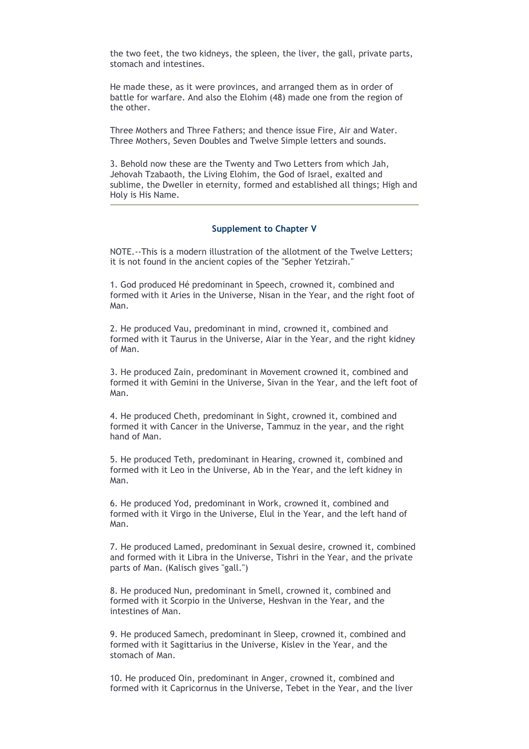the two feet, the two kidneys, the spleen, the liver, the gall, private parts, stomach and intestines.

He made these, as it were provinces, and arranged them as in order of battle for warfare. And also the Elohim (48) made one from the region of the other.

Three Mothers and Three Fathers; and thence issue Fire, Air and Water. Three Mothers, Seven Doubles and Twelve Simple letters and sounds.

3. Behold now these are the Twenty and Two Letters from which Jah, Jehovah Tzabaoth, the Living Elohim, the God of Israel, exalted and sublime, the Dweller in eternity, formed and established all things; High and Holy is His Name.

---

### Supplement to Chapter V

NOTE.--This is a modern illustration of the allotment of the Twelve Letters; it is not found in the ancient copies of the "Sepher Yetzirah."

1. God produced Hé predominant in Speech, crowned it, combined and formed with it Aries in the Universe, Nisan in the Year, and the right foot of Man.

2. He produced Vau, predominant in mind, crowned it, combined and formed with it Taurus in the Universe, Aiar in the Year, and the right kidney of Man.

3. He produced Zain, predominant in Movement crowned it, combined and formed it with Gemini in the Universe, Sivan in the Year, and the left foot of Man.

4. He produced Cheth, predominant in Sight, crowned it, combined and formed it with Cancer in the Universe, Tammuz in the year, and the right hand of Man.

5. He produced Teth, predominant in Hearing, crowned it, combined and formed with it Leo in the Universe, Ab in the Year, and the left kidney in Man.

6. He produced Yod, predominant in Work, crowned it, combined and formed with it Virgo in the Universe, Elul in the Year, and the left hand of Man.

7. He produced Lamed, predominant in Sexual desire, crowned it, combined and formed with it Libra in the Universe, Tishri in the Year, and the private parts of Man. (Kalisch gives "gall.")

8. He produced Nun, predominant in Smell, crowned it, combined and formed with it Scorpio in the Universe, Heshvan in the Year, and the intestines of Man.

9. He produced Samech, predominant in Sleep, crowned it, combined and formed with it Sagittarius in the Universe, Kislev in the Year, and the stomach of Man.

10. He produced Oin, predominant in Anger, crowned it, combined and formed with it Capricornus in the Universe, Tebet in the Year, and the liver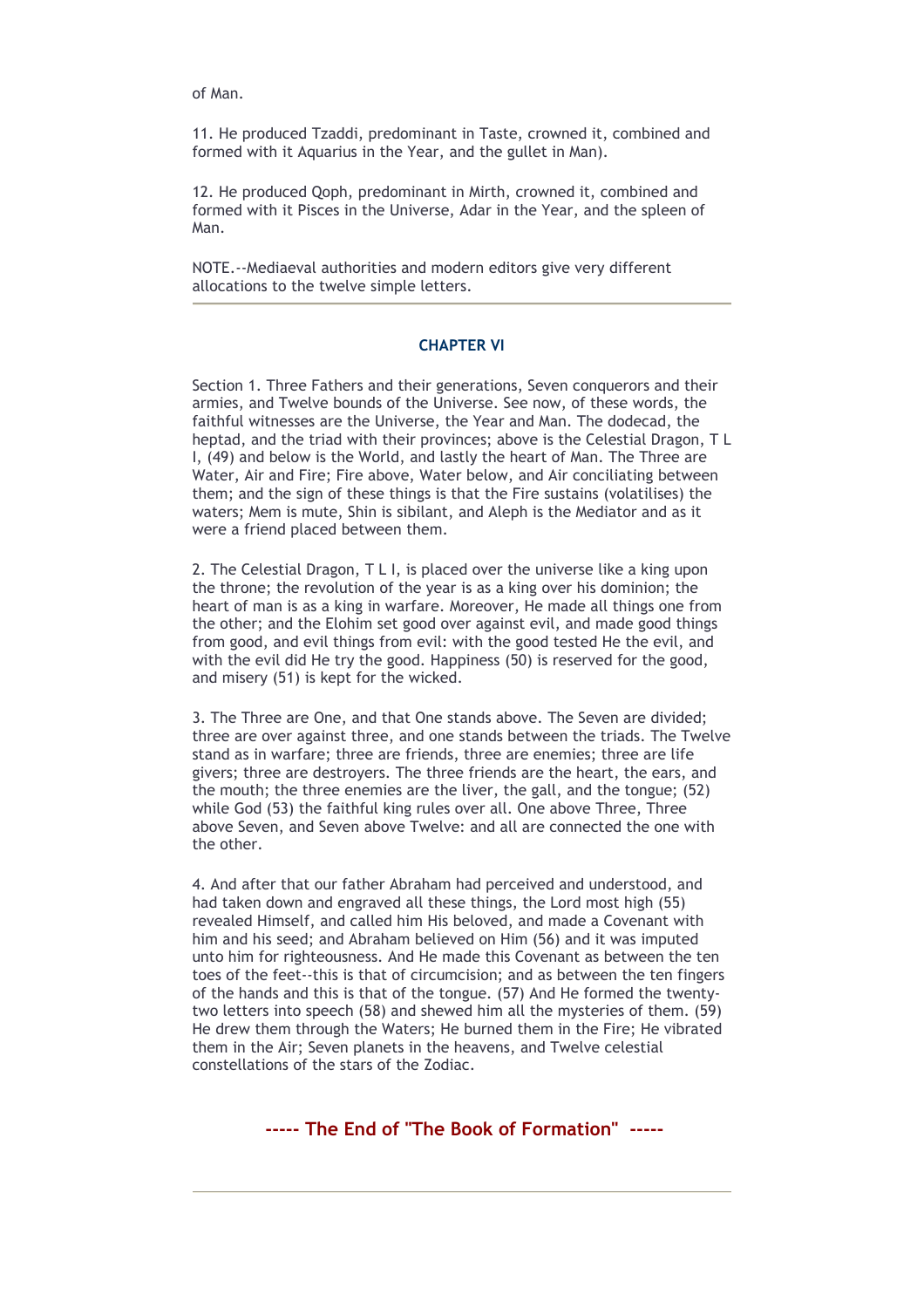of Man.

11. He produced Tzaddi, predominant in Taste, crowned it, combined and formed with it Aquarius in the Year, and the gullet in Man).

12. He produced Qoph, predominant in Mirth, crowned it, combined and formed with it Pisces in the Universe, Adar in the Year, and the spleen of Man.

NOTE.--Mediaeval authorities and modern editors give very different allocations to the twelve simple letters.

---

### CHAPTER VI

Section 1. Three Fathers and their generations, Seven conquerors and their armies, and Twelve bounds of the Universe. See now, of these words, the faithful witnesses are the Universe, the Year and Man. The dodecad, the heptad, and the triad with their provinces; above is the Celestial Dragon, T L I, (49) and below is the World, and lastly the heart of Man. The Three are Water, Air and Fire; Fire above, Water below, and Air conciliating between them; and the sign of these things is that the Fire sustains (volatilises) the waters; Mem is mute, Shin is sibilant, and Aleph is the Mediator and as it were a friend placed between them.

2. The Celestial Dragon, T L I, is placed over the universe like a king upon the throne; the revolution of the year is as a king over his dominion; the heart of man is as a king in warfare. Moreover, He made all things one from the other; and the Elohim set good over against evil, and made good things from good, and evil things from evil: with the good tested He the evil, and with the evil did He try the good. Happiness (50) is reserved for the good, and misery (51) is kept for the wicked.

3. The Three are One, and that One stands above. The Seven are divided; three are over against three, and one stands between the triads. The Twelve stand as in warfare; three are friends, three are enemies; three are life givers; three are destroyers. The three friends are the heart, the ears, and the mouth; the three enemies are the liver, the gall, and the tongue; (52) while God (53) the faithful king rules over all. One above Three, Three above Seven, and Seven above Twelve: and all are connected the one with the other.

4. And after that our father Abraham had perceived and understood, and had taken down and engraved all these things, the Lord most high (55) revealed Himself, and called him His beloved, and made a Covenant with him and his seed; and Abraham believed on Him (56) and it was imputed unto him for righteousness. And He made this Covenant as between the ten toes of the feet--this is that of circumcision; and as between the ten fingers of the hands and this is that of the tongue. (57) And He formed the twenty-two letters into speech (58) and shewed him all the mysteries of them. (59) He drew them through the Waters; He burned them in the Fire; He vibrated them in the Air; Seven planets in the heavens, and Twelve celestial constellations of the stars of the Zodiac.

**----- The End of "The Book of Formation" -----**

---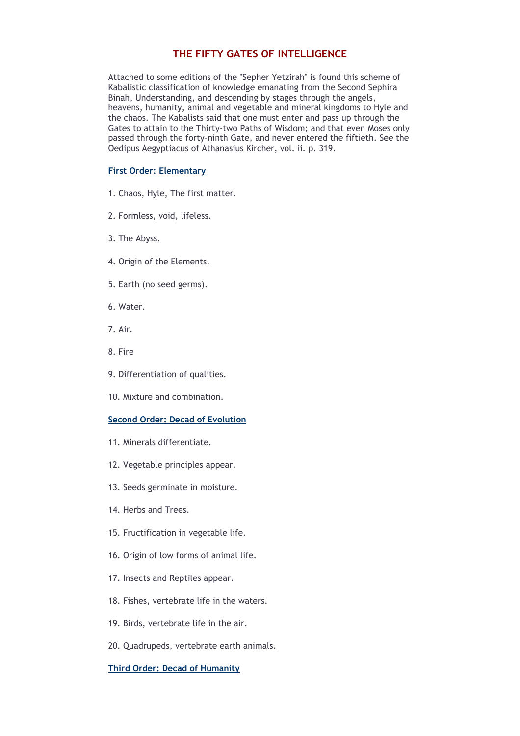# THE FIFTY GATES OF INTELLIGENCE

Attached to some editions of the "Sepher Yetzirah" is found this scheme of Kabalistic classification of knowledge emanating from the Second Sephira Binah, Understanding, and descending by stages through the angels, heavens, humanity, animal and vegetable and mineral kingdoms to Hyle and the chaos. The Kabalists said that one must enter and pass up through the Gates to attain to the Thirty-two Paths of Wisdom; and that even Moses only passed through the forty-ninth Gate, and never entered the fiftieth. See the Oedipus Aegyptiacus of Athanasius Kircher, vol. ii. p. 319.

### First Order: Elementary

1. Chaos, Hyle, The first matter.

2. Formless, void, lifeless.

3. The Abyss.

4. Origin of the Elements.

5. Earth (no seed germs).

6. Water.

7. Air.

8. Fire

9. Differentiation of qualities.

10. Mixture and combination.

### Second Order: Decad of Evolution

11. Minerals differentiate.

12. Vegetable principles appear.

13. Seeds germinate in moisture.

14. Herbs and Trees.

15. Fructification in vegetable life.

16. Origin of low forms of animal life.

17. Insects and Reptiles appear.

18. Fishes, vertebrate life in the waters.

19. Birds, vertebrate life in the air.

20. Quadrupeds, vertebrate earth animals.

### Third Order: Decad of Humanity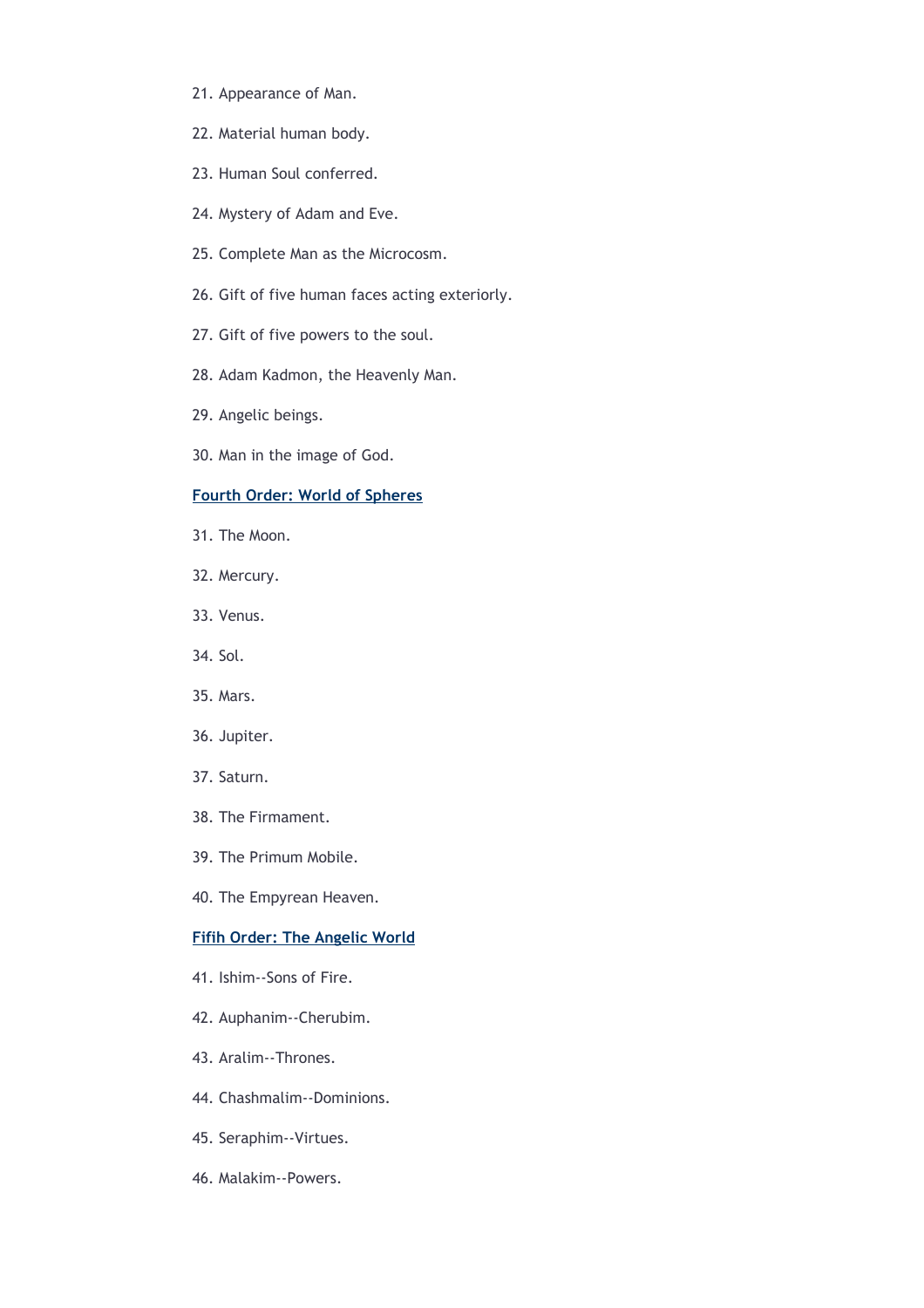21. Appearance of Man.

22. Material human body.

23. Human Soul conferred.

24. Mystery of Adam and Eve.

25. Complete Man as the Microcosm.

26. Gift of five human faces acting exteriorly.

27. Gift of five powers to the soul.

28. Adam Kadmon, the Heavenly Man.

29. Angelic beings.

30. Man in the image of God.

### Fourth Order: World of Spheres

31. The Moon.

32. Mercury.

33. Venus.

34. Sol.

35. Mars.

36. Jupiter.

37. Saturn.

38. The Firmament.

39. The Primum Mobile.

40. The Empyrean Heaven.

### Fifih Order: The Angelic World

41. Ishim--Sons of Fire.

42. Auphanim--Cherubim.

43. Aralim--Thrones.

44. Chashmalim--Dominions.

45. Seraphim--Virtues.

46. Malakim--Powers.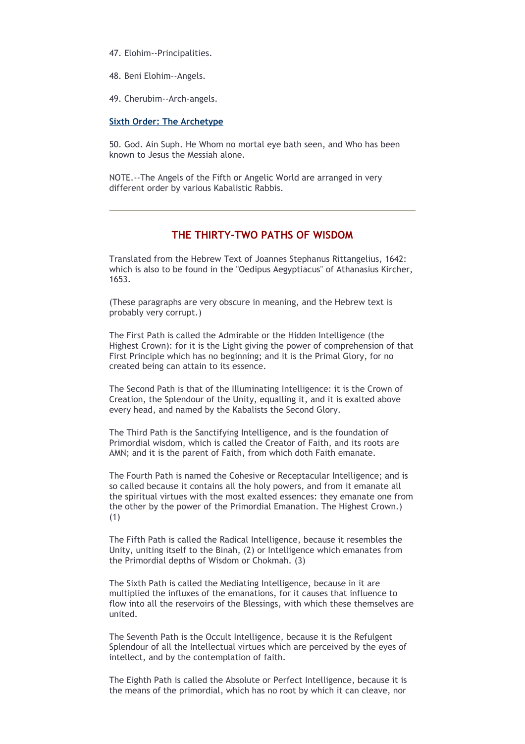47. Elohim--Principalities.

48. Beni Elohim--Angels.

49. Cherubim--Arch-angels.

### Sixth Order: The Archetype

50. God. Ain Suph. He Whom no mortal eye bath seen, and Who has been known to Jesus the Messiah alone.

NOTE.--The Angels of the Fifth or Angelic World are arranged in very different order by various Kabalistic Rabbis.

---

## THE THIRTY-TWO PATHS OF WISDOM

Translated from the Hebrew Text of Joannes Stephanus Rittangelius, 1642: which is also to be found in the "Oedipus Aegyptiacus" of Athanasius Kircher, 1653.

(These paragraphs are very obscure in meaning, and the Hebrew text is probably very corrupt.)

The First Path is called the Admirable or the Hidden Intelligence (the Highest Crown): for it is the Light giving the power of comprehension of that First Principle which has no beginning; and it is the Primal Glory, for no created being can attain to its essence.

The Second Path is that of the Illuminating Intelligence: it is the Crown of Creation, the Splendour of the Unity, equalling it, and it is exalted above every head, and named by the Kabalists the Second Glory.

The Third Path is the Sanctifying Intelligence, and is the foundation of Primordial wisdom, which is called the Creator of Faith, and its roots are AMN; and it is the parent of Faith, from which doth Faith emanate.

The Fourth Path is named the Cohesive or Receptacular Intelligence; and is so called because it contains all the holy powers, and from it emanate all the spiritual virtues with the most exalted essences: they emanate one from the other by the power of the Primordial Emanation. The Highest Crown.) (1)

The Fifth Path is called the Radical Intelligence, because it resembles the Unity, uniting itself to the Binah, (2) or Intelligence which emanates from the Primordial depths of Wisdom or Chokmah. (3)

The Sixth Path is called the Mediating Intelligence, because in it are multiplied the influxes of the emanations, for it causes that influence to flow into all the reservoirs of the Blessings, with which these themselves are united.

The Seventh Path is the Occult Intelligence, because it is the Refulgent Splendour of all the Intellectual virtues which are perceived by the eyes of intellect, and by the contemplation of faith.

The Eighth Path is called the Absolute or Perfect Intelligence, because it is the means of the primordial, which has no root by which it can cleave, nor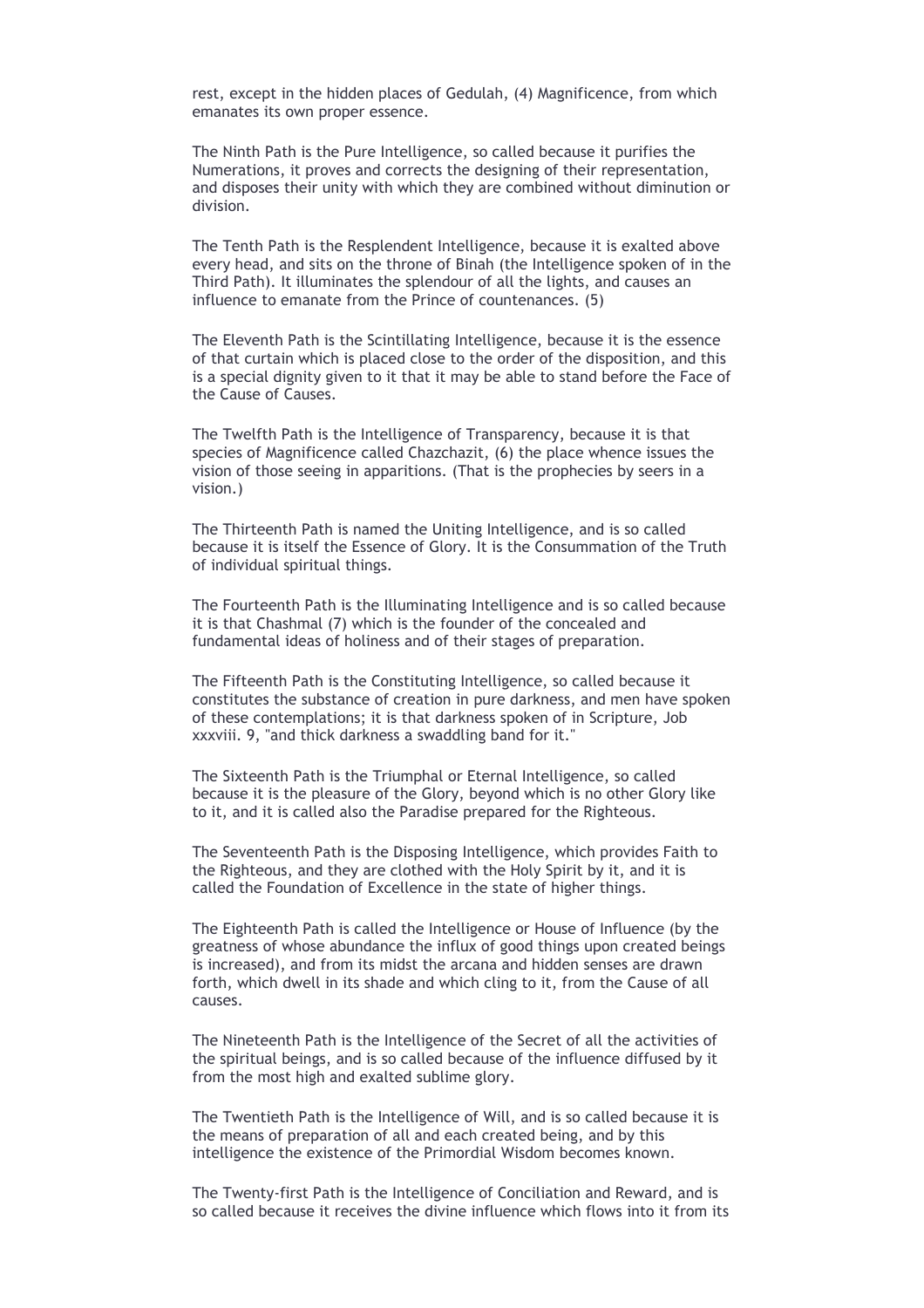rest, except in the hidden places of Gedulah, (4) Magnificence, from which emanates its own proper essence.

The Ninth Path is the Pure Intelligence, so called because it purifies the Numerations, it proves and corrects the designing of their representation, and disposes their unity with which they are combined without diminution or division.

The Tenth Path is the Resplendent Intelligence, because it is exalted above every head, and sits on the throne of Binah (the Intelligence spoken of in the Third Path). It illuminates the splendour of all the lights, and causes an influence to emanate from the Prince of countenances. (5)

The Eleventh Path is the Scintillating Intelligence, because it is the essence of that curtain which is placed close to the order of the disposition, and this is a special dignity given to it that it may be able to stand before the Face of the Cause of Causes.

The Twelfth Path is the Intelligence of Transparency, because it is that species of Magnificence called Chazchazit, (6) the place whence issues the vision of those seeing in apparitions. (That is the prophecies by seers in a vision.)

The Thirteenth Path is named the Uniting Intelligence, and is so called because it is itself the Essence of Glory. It is the Consummation of the Truth of individual spiritual things.

The Fourteenth Path is the Illuminating Intelligence and is so called because it is that Chashmal (7) which is the founder of the concealed and fundamental ideas of holiness and of their stages of preparation.

The Fifteenth Path is the Constituting Intelligence, so called because it constitutes the substance of creation in pure darkness, and men have spoken of these contemplations; it is that darkness spoken of in Scripture, Job xxxviii. 9, "and thick darkness a swaddling band for it."

The Sixteenth Path is the Triumphal or Eternal Intelligence, so called because it is the pleasure of the Glory, beyond which is no other Glory like to it, and it is called also the Paradise prepared for the Righteous.

The Seventeenth Path is the Disposing Intelligence, which provides Faith to the Righteous, and they are clothed with the Holy Spirit by it, and it is called the Foundation of Excellence in the state of higher things.

The Eighteenth Path is called the Intelligence or House of Influence (by the greatness of whose abundance the influx of good things upon created beings is increased), and from its midst the arcana and hidden senses are drawn forth, which dwell in its shade and which cling to it, from the Cause of all causes.

The Nineteenth Path is the Intelligence of the Secret of all the activities of the spiritual beings, and is so called because of the influence diffused by it from the most high and exalted sublime glory.

The Twentieth Path is the Intelligence of Will, and is so called because it is the means of preparation of all and each created being, and by this intelligence the existence of the Primordial Wisdom becomes known.

The Twenty-first Path is the Intelligence of Conciliation and Reward, and is so called because it receives the divine influence which flows into it from its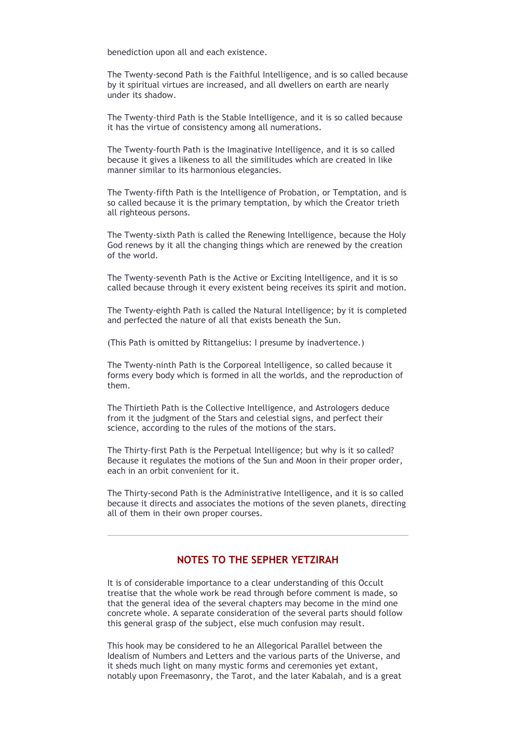benediction upon all and each existence.

The Twenty-second Path is the Faithful Intelligence, and is so called because by it spiritual virtues are increased, and all dwellers on earth are nearly under its shadow.

The Twenty-third Path is the Stable Intelligence, and it is so called because it has the virtue of consistency among all numerations.

The Twenty-fourth Path is the Imaginative Intelligence, and it is so called because it gives a likeness to all the similitudes which are created in like manner similar to its harmonious elegancies.

The Twenty-fifth Path is the Intelligence of Probation, or Temptation, and is so called because it is the primary temptation, by which the Creator trieth all righteous persons.

The Twenty-sixth Path is called the Renewing Intelligence, because the Holy God renews by it all the changing things which are renewed by the creation of the world.

The Twenty-seventh Path is the Active or Exciting Intelligence, and it is so called because through it every existent being receives its spirit and motion.

The Twenty-eighth Path is called the Natural Intelligence; by it is completed and perfected the nature of all that exists beneath the Sun.

(This Path is omitted by Rittangelius: I presume by inadvertence.)

The Twenty-ninth Path is the Corporeal Intelligence, so called because it forms every body which is formed in all the worlds, and the reproduction of them.

The Thirtieth Path is the Collective Intelligence, and Astrologers deduce from it the judgment of the Stars and celestial signs, and perfect their science, according to the rules of the motions of the stars.

The Thirty-first Path is the Perpetual Intelligence; but why is it so called? Because it regulates the motions of the Sun and Moon in their proper order, each in an orbit convenient for it.

The Thirty-second Path is the Administrative Intelligence, and it is so called because it directs and associates the motions of the seven planets, directing all of them in their own proper courses.

---

## NOTES TO THE SEPHER YETZIRAH

It is of considerable importance to a clear understanding of this Occult treatise that the whole work be read through before comment is made, so that the general idea of the several chapters may become in the mind one concrete whole. A separate consideration of the several parts should follow this general grasp of the subject, else much confusion may result.

This hook may be considered to he an Allegorical Parallel between the Idealism of Numbers and Letters and the various parts of the Universe, and it sheds much light on many mystic forms and ceremonies yet extant, notably upon Freemasonry, the Tarot, and the later Kabalah, and is a great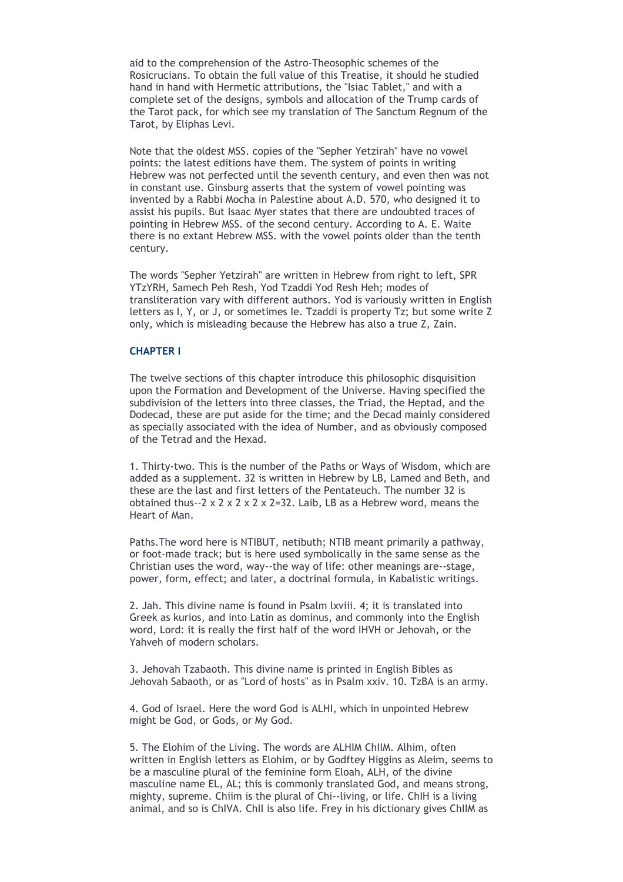aid to the comprehension of the Astro-Theosophic schemes of the Rosicrucians. To obtain the full value of this Treatise, it should he studied hand in hand with Hermetic attributions, the "Isiac Tablet," and with a complete set of the designs, symbols and allocation of the Trump cards of the Tarot pack, for which see my translation of The Sanctum Regnum of the Tarot, by Eliphas Levi.

Note that the oldest MSS. copies of the "Sepher Yetzirah" have no vowel points: the latest editions have them. The system of points in writing Hebrew was not perfected until the seventh century, and even then was not in constant use. Ginsburg asserts that the system of vowel pointing was invented by a Rabbi Mocha in Palestine about A.D. 570, who designed it to assist his pupils. But Isaac Myer states that there are undoubted traces of pointing in Hebrew MSS. of the second century. According to A. E. Waite there is no extant Hebrew MSS. with the vowel points older than the tenth century.

The words "Sepher Yetzirah" are written in Hebrew from right to left, SPR YTzYRH, Samech Peh Resh, Yod Tzaddi Yod Resh Heh; modes of transliteration vary with different authors. Yod is variously written in English letters as I, Y, or J, or sometimes Ie. Tzaddi is property Tz; but some write Z only, which is misleading because the Hebrew has also a true Z, Zain.

## CHAPTER I

The twelve sections of this chapter introduce this philosophic disquisition upon the Formation and Development of the Universe. Having specified the subdivision of the letters into three classes, the Triad, the Heptad, and the Dodecad, these are put aside for the time; and the Decad mainly considered as specially associated with the idea of Number, and as obviously composed of the Tetrad and the Hexad.

1. Thirty-two. This is the number of the Paths or Ways of Wisdom, which are added as a supplement. 32 is written in Hebrew by LB, Lamed and Beth, and these are the last and first letters of the Pentateuch. The number 32 is obtained thus--2 x 2 x 2 x 2 x 2=32. Laib, LB as a Hebrew word, means the Heart of Man.

Paths.The word here is NTIBUT, netibuth; NTIB meant primarily a pathway, or foot-made track; but is here used symbolically in the same sense as the Christian uses the word, way--the way of life: other meanings are--stage, power, form, effect; and later, a doctrinal formula, in Kabalistic writings.

2. Jah. This divine name is found in Psalm lxviii. 4; it is translated into Greek as kurios, and into Latin as dominus, and commonly into the English word, Lord: it is really the first half of the word IHVH or Jehovah, or the Yahveh of modern scholars.

3. Jehovah Tzabaoth. This divine name is printed in English Bibles as Jehovah Sabaoth, or as "Lord of hosts" as in Psalm xxiv. 10. TzBA is an army.

4. God of Israel. Here the word God is ALHI, which in unpointed Hebrew might be God, or Gods, or My God.

5. The Elohim of the Living. The words are ALHIM ChIIM. Alhim, often written in English letters as Elohim, or by Godftey Higgins as Aleim, seems to be a masculine plural of the feminine form Eloah, ALH, of the divine masculine name EL, AL; this is commonly translated God, and means strong, mighty, supreme. Chiim is the plural of Chi--living, or life. ChIH is a living animal, and so is ChIVA. ChII is also life. Frey in his dictionary gives ChIIM as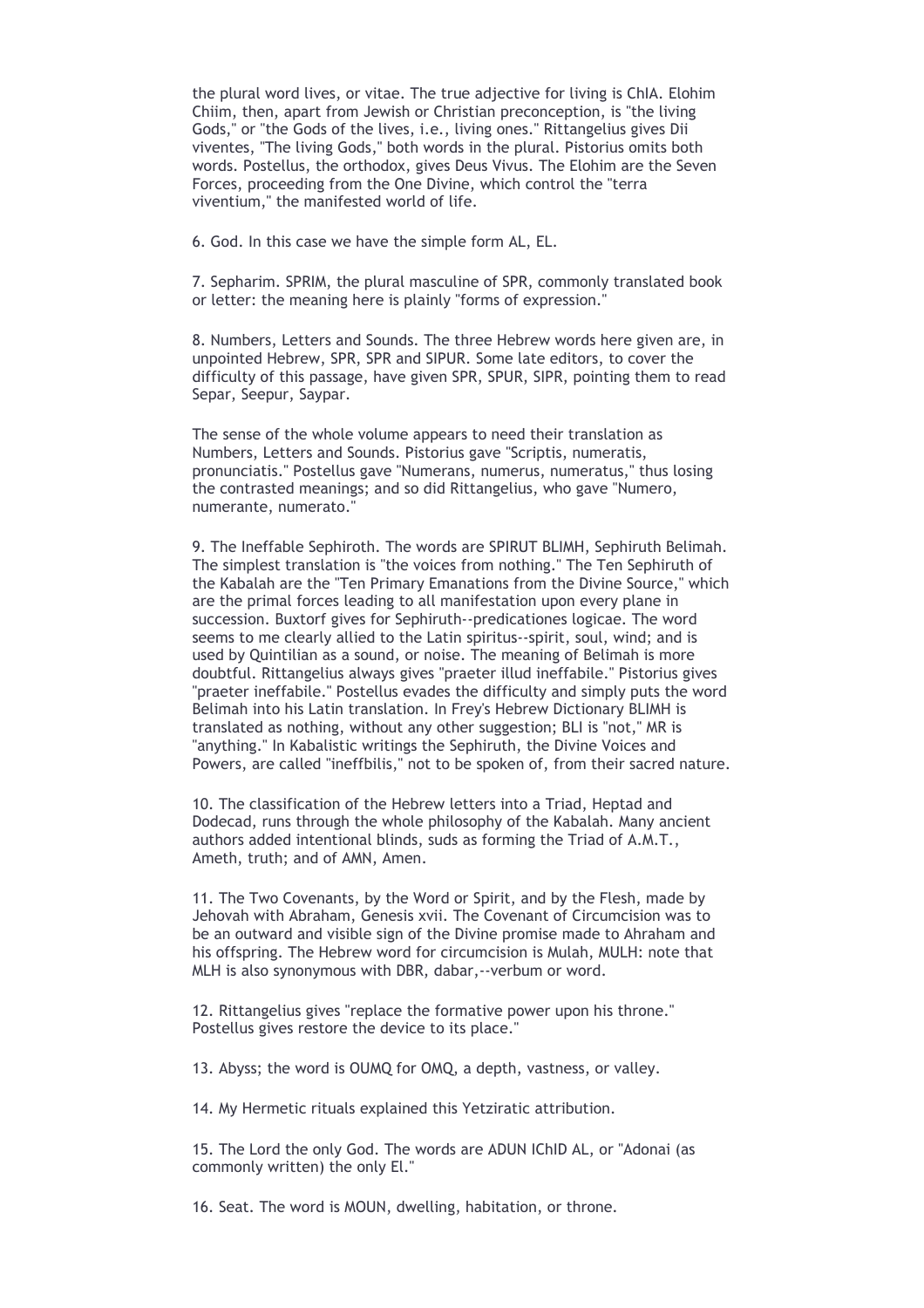the plural word lives, or vitae. The true adjective for living is ChIA. Elohim Chiim, then, apart from Jewish or Christian preconception, is "the living Gods," or "the Gods of the lives, i.e., living ones." Rittangelius gives Dii viventes, "The living Gods," both words in the plural. Pistorius omits both words. Postellus, the orthodox, gives Deus Vivus. The Elohim are the Seven Forces, proceeding from the One Divine, which control the "terra viventium," the manifested world of life.

6. God. In this case we have the simple form AL, EL.

7. Sepharim. SPRIM, the plural masculine of SPR, commonly translated book or letter: the meaning here is plainly "forms of expression."

8. Numbers, Letters and Sounds. The three Hebrew words here given are, in unpointed Hebrew, SPR, SPR and SIPUR. Some late editors, to cover the difficulty of this passage, have given SPR, SPUR, SIPR, pointing them to read Separ, Seepur, Saypar.

The sense of the whole volume appears to need their translation as Numbers, Letters and Sounds. Pistorius gave "Scriptis, numeratis, pronunciatis." Postellus gave "Numerans, numerus, numeratus," thus losing the contrasted meanings; and so did Rittangelius, who gave "Numero, numerante, numerato."

9. The Ineffable Sephiroth. The words are SPIRUT BLIMH, Sephiruth Belimah. The simplest translation is "the voices from nothing." The Ten Sephiruth of the Kabalah are the "Ten Primary Emanations from the Divine Source," which are the primal forces leading to all manifestation upon every plane in succession. Buxtorf gives for Sephiruth--predicationes logicae. The word seems to me clearly allied to the Latin spiritus--spirit, soul, wind; and is used by Quintilian as a sound, or noise. The meaning of Belimah is more doubtful. Rittangelius always gives "praeter illud ineffabile." Pistorius gives "praeter ineffabile." Postellus evades the difficulty and simply puts the word Belimah into his Latin translation. In Frey's Hebrew Dictionary BLIMH is translated as nothing, without any other suggestion; BLI is "not," MR is "anything." In Kabalistic writings the Sephiruth, the Divine Voices and Powers, are called "ineffbilis," not to be spoken of, from their sacred nature.

10. The classification of the Hebrew letters into a Triad, Heptad and Dodecad, runs through the whole philosophy of the Kabalah. Many ancient authors added intentional blinds, suds as forming the Triad of A.M.T., Ameth, truth; and of AMN, Amen.

11. The Two Covenants, by the Word or Spirit, and by the Flesh, made by Jehovah with Abraham, Genesis xvii. The Covenant of Circumcision was to be an outward and visible sign of the Divine promise made to Ahraham and his offspring. The Hebrew word for circumcision is Mulah, MULH: note that MLH is also synonymous with DBR, dabar,--verbum or word.

12. Rittangelius gives "replace the formative power upon his throne." Postellus gives restore the device to its place."

13. Abyss; the word is OUMQ for OMQ, a depth, vastness, or valley.

14. My Hermetic rituals explained this Yetziratic attribution.

15. The Lord the only God. The words are ADUN IChID AL, or "Adonai (as commonly written) the only El."

16. Seat. The word is MOUN, dwelling, habitation, or throne.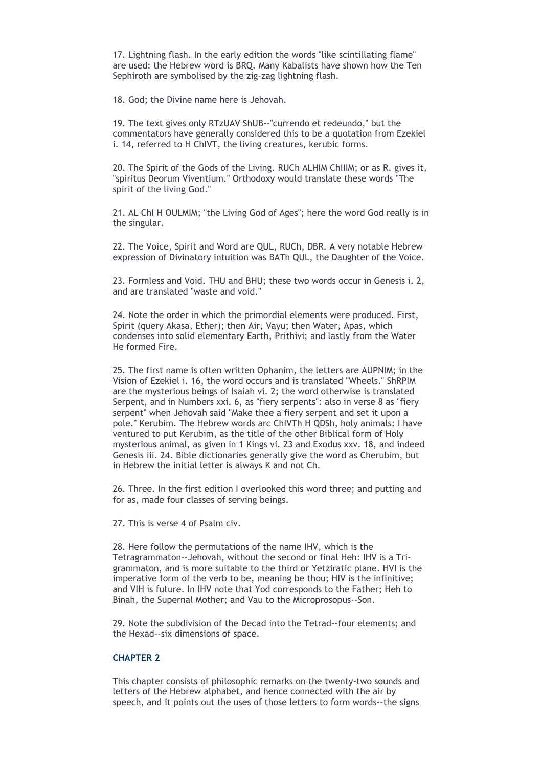17. Lightning flash. In the early edition the words "like scintillating flame" are used: the Hebrew word is BRQ. Many Kabalists have shown how the Ten Sephiroth are symbolised by the zig-zag lightning flash.

18. God; the Divine name here is Jehovah.

19. The text gives only RTzUAV ShUB--"currendo et redeundo," but the commentators have generally considered this to be a quotation from Ezekiel i. 14, referred to H ChIVT, the living creatures, kerubic forms.

20. The Spirit of the Gods of the Living. RUCh ALHIM ChIIIM; or as R. gives it, "spiritus Deorum Viventium." Orthodoxy would translate these words "The spirit of the living God."

21. AL ChI H OULMIM; "the Living God of Ages"; here the word God really is in the singular.

22. The Voice, Spirit and Word are QUL, RUCh, DBR. A very notable Hebrew expression of Divinatory intuition was BATh QUL, the Daughter of the Voice.

23. Formless and Void. THU and BHU; these two words occur in Genesis i. 2, and are translated "waste and void."

24. Note the order in which the primordial elements were produced. First, Spirit (query Akasa, Ether); then Air, Vayu; then Water, Apas, which condenses into solid elementary Earth, Prithivi; and lastly from the Water He formed Fire.

25. The first name is often written Ophanim, the letters are AUPNIM; in the Vision of Ezekiel i. 16, the word occurs and is translated "Wheels." ShRPIM are the mysterious beings of Isaiah vi. 2; the word otherwise is translated Serpent, and in Numbers xxi. 6, as "fiery serpents": also in verse 8 as "fiery serpent" when Jehovah said "Make thee a fiery serpent and set it upon a pole." Kerubim. The Hebrew words arc ChIVTh H QDSh, holy animals: I have ventured to put Kerubim, as the title of the other Biblical form of Holy mysterious animal, as given in 1 Kings vi. 23 and Exodus xxv. 18, and indeed Genesis iii. 24. Bible dictionaries generally give the word as Cherubim, but in Hebrew the initial letter is always K and not Ch.

26. Three. In the first edition I overlooked this word three; and putting and for as, made four classes of serving beings.

27. This is verse 4 of Psalm civ.

28. Here follow the permutations of the name IHV, which is the Tetragrammaton--Jehovah, without the second or final Heh: IHV is a Tri-grammaton, and is more suitable to the third or Yetziratic plane. HVI is the imperative form of the verb to be, meaning be thou; HIV is the infinitive; and VIH is future. In IHV note that Yod corresponds to the Father; Heh to Binah, the Supernal Mother; and Vau to the Microprosopus--Son.

29. Note the subdivision of the Decad into the Tetrad--four elements; and the Hexad--six dimensions of space.

### CHAPTER 2

This chapter consists of philosophic remarks on the twenty-two sounds and letters of the Hebrew alphabet, and hence connected with the air by speech, and it points out the uses of those letters to form words--the signs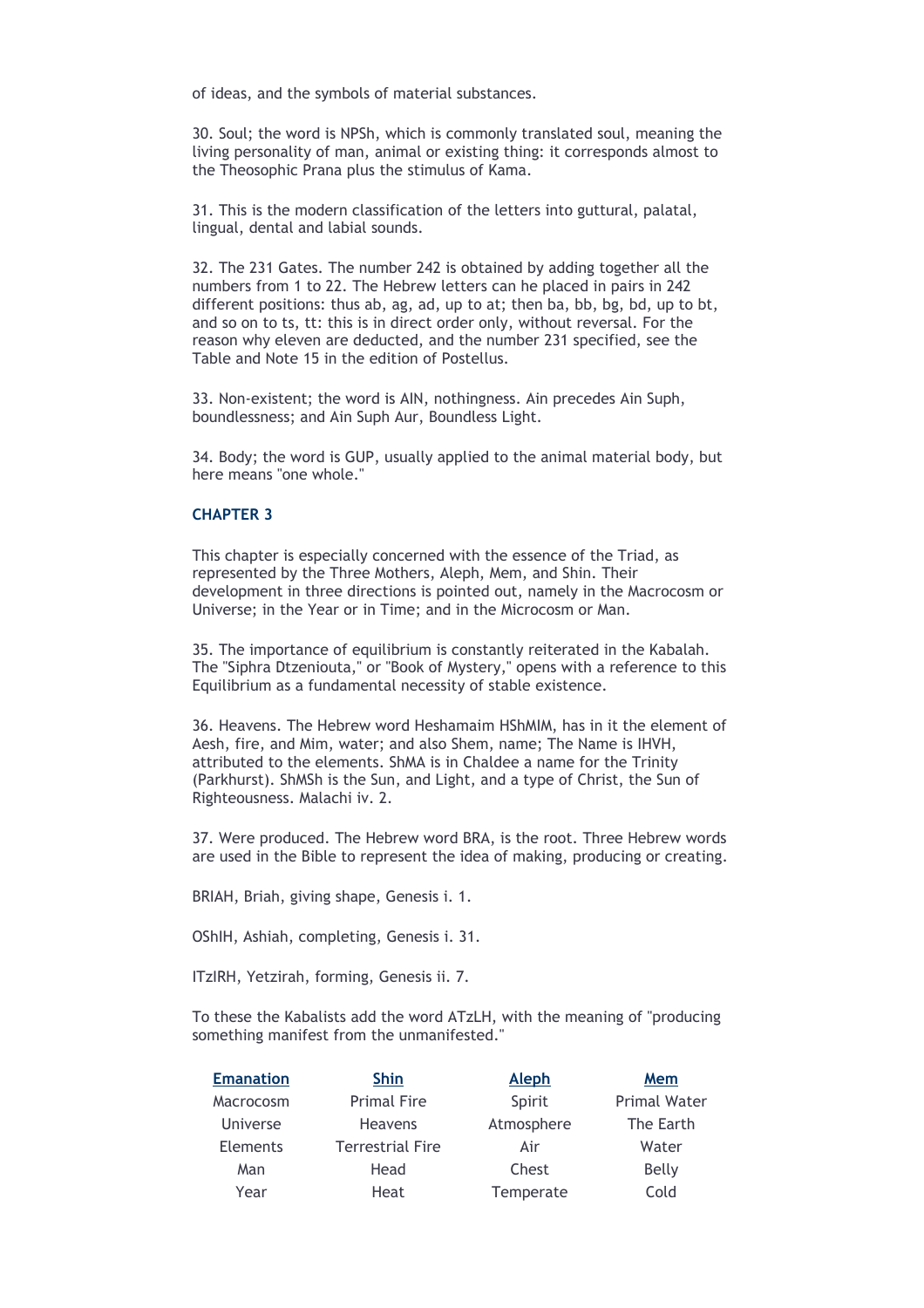of ideas, and the symbols of material substances.

30. Soul; the word is NPSh, which is commonly translated soul, meaning the living personality of man, animal or existing thing: it corresponds almost to the Theosophic Prana plus the stimulus of Kama.

31. This is the modern classification of the letters into guttural, palatal, lingual, dental and labial sounds.

32. The 231 Gates. The number 242 is obtained by adding together all the numbers from 1 to 22. The Hebrew letters can he placed in pairs in 242 different positions: thus ab, ag, ad, up to at; then ba, bb, bg, bd, up to bt, and so on to ts, tt: this is in direct order only, without reversal. For the reason why eleven are deducted, and the number 231 specified, see the Table and Note 15 in the edition of Postellus.

33. Non-existent; the word is AIN, nothingness. Ain precedes Ain Suph, boundlessness; and Ain Suph Aur, Boundless Light.

34. Body; the word is GUP, usually applied to the animal material body, but here means "one whole."

### CHAPTER 3

This chapter is especially concerned with the essence of the Triad, as represented by the Three Mothers, Aleph, Mem, and Shin. Their development in three directions is pointed out, namely in the Macrocosm or Universe; in the Year or in Time; and in the Microcosm or Man.

35. The importance of equilibrium is constantly reiterated in the Kabalah. The "Siphra Dtzeniouta," or "Book of Mystery," opens with a reference to this Equilibrium as a fundamental necessity of stable existence.

36. Heavens. The Hebrew word Heshamaim HShMIM, has in it the element of Aesh, fire, and Mim, water; and also Shem, name; The Name is IHVH, attributed to the elements. ShMA is in Chaldee a name for the Trinity (Parkhurst). ShMSh is the Sun, and Light, and a type of Christ, the Sun of Righteousness. Malachi iv. 2.

37. Were produced. The Hebrew word BRA, is the root. Three Hebrew words are used in the Bible to represent the idea of making, producing or creating.

BRIAH, Briah, giving shape, Genesis i. 1.

OShIH, Ashiah, completing, Genesis i. 31.

ITzIRH, Yetzirah, forming, Genesis ii. 7.

To these the Kabalists add the word ATzLH, with the meaning of "producing something manifest from the unmanifested."

| Emanation | Shin | Aleph | Mem |
|---|---|---|---|
| Macrocosm | Primal Fire | Spirit | Primal Water |
| Universe | Heavens | Atmosphere | The Earth |
| Elements | Terrestrial Fire | Air | Water |
| Man | Head | Chest | Belly |
| Year | Heat | Temperate | Cold |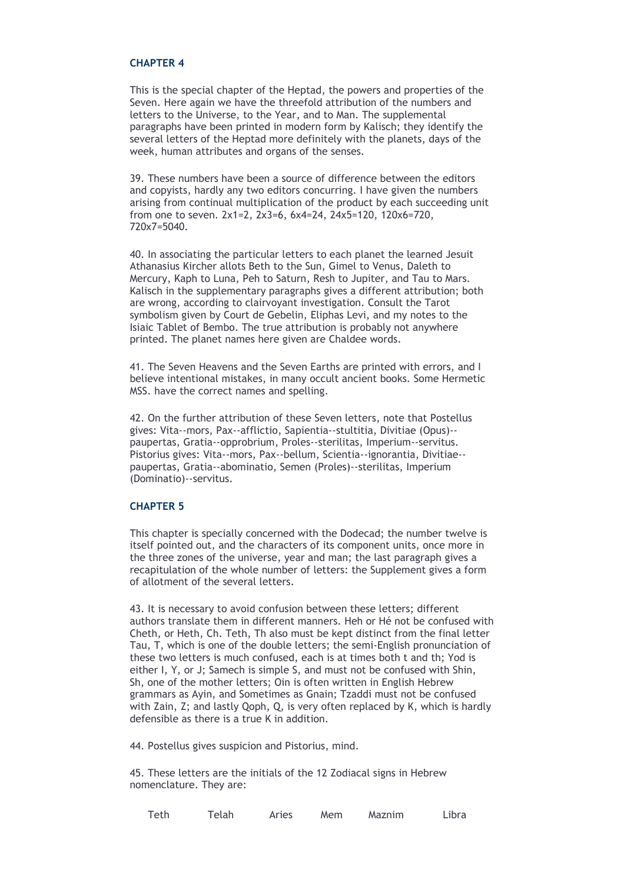### CHAPTER 4

This is the special chapter of the Heptad, the powers and properties of the Seven. Here again we have the threefold attribution of the numbers and letters to the Universe, to the Year, and to Man. The supplemental paragraphs have been printed in modern form by Kalisch; they identify the several letters of the Heptad more definitely with the planets, days of the week, human attributes and organs of the senses.

39. These numbers have been a source of difference between the editors and copyists, hardly any two editors concurring. I have given the numbers arising from continual multiplication of the product by each succeeding unit from one to seven. 2x1=2, 2x3=6, 6x4=24, 24x5=120, 120x6=720, 720x7=5040.

40. In associating the particular letters to each planet the learned Jesuit Athanasius Kircher allots Beth to the Sun, Gimel to Venus, Daleth to Mercury, Kaph to Luna, Peh to Saturn, Resh to Jupiter, and Tau to Mars. Kalisch in the supplementary paragraphs gives a different attribution; both are wrong, according to clairvoyant investigation. Consult the Tarot symbolism given by Court de Gebelin, Eliphas Levi, and my notes to the Isiaic Tablet of Bembo. The true attribution is probably not anywhere printed. The planet names here given are Chaldee words.

41. The Seven Heavens and the Seven Earths are printed with errors, and I believe intentional mistakes, in many occult ancient books. Some Hermetic MSS. have the correct names and spelling.

42. On the further attribution of these Seven letters, note that Postellus gives: Vita--mors, Pax--afflictio, Sapientia--stultitia, Divitiae (Opus)--paupertas, Gratia--opprobrium, Proles--sterilitas, Imperium--servitus. Pistorius gives: Vita--mors, Pax--bellum, Scientia--ignorantia, Divitiae--paupertas, Gratia--abominatio, Semen (Proles)--sterilitas, Imperium (Dominatio)--servitus.

### CHAPTER 5

This chapter is specially concerned with the Dodecad; the number twelve is itself pointed out, and the characters of its component units, once more in the three zones of the universe, year and man; the last paragraph gives a recapitulation of the whole number of letters: the Supplement gives a form of allotment of the several letters.

43. It is necessary to avoid confusion between these letters; different authors translate them in different manners. Heh or Hé not be confused with Cheth, or Heth, Ch. Teth, Th also must be kept distinct from the final letter Tau, T, which is one of the double letters; the semi-English pronunciation of these two letters is much confused, each is at times both t and th; Yod is either I, Y, or J; Samech is simple S, and must not be confused with Shin, Sh, one of the mother letters; Oin is often written in English Hebrew grammars as Ayin, and Sometimes as Gnain; Tzaddi must not be confused with Zain, Z; and lastly Qoph, Q, is very often replaced by K, which is hardly defensible as there is a true K in addition.

44. Postellus gives suspicion and Pistorius, mind.

45. These letters are the initials of the 12 Zodiacal signs in Hebrew nomenclature. They are:

| | | | | | |
|---|---|---|---|---|---|
| Teth | Telah | Aries | Mem | Maznim | Libra |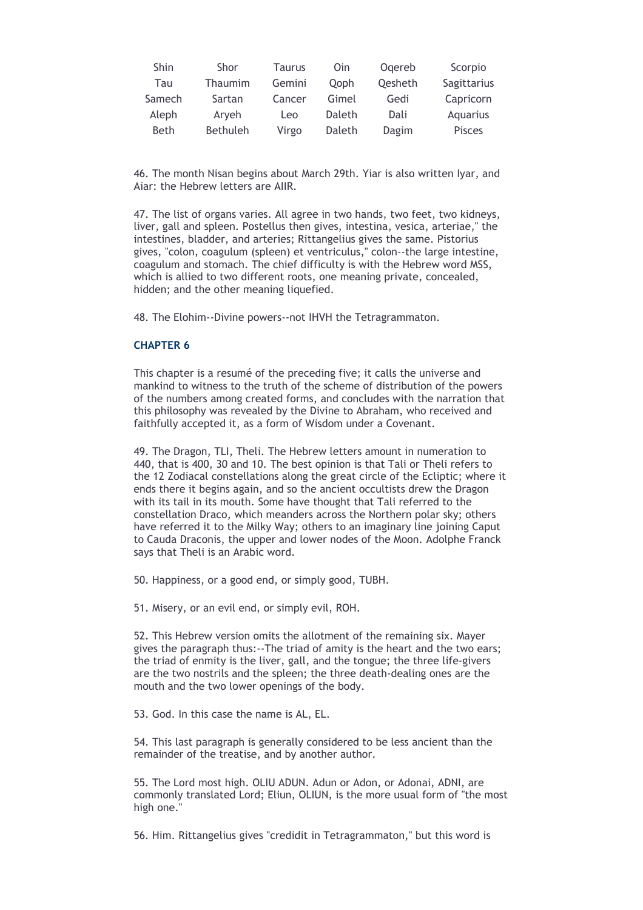| Shin | Shor | Taurus | Oin | Oqereb | Scorpio |
|---|---|---|---|---|---|
| Tau | Thaumim | Gemini | Qoph | Qesheth | Sagittarius |
| Samech | Sartan | Cancer | Gimel | Gedi | Capricorn |
| Aleph | Aryeh | Leo | Daleth | Dali | Aquarius |
| Beth | Bethuleh | Virgo | Daleth | Dagim | Pisces |

46. The month Nisan begins about March 29th. Yiar is also written Iyar, and Aiar: the Hebrew letters are AIIR.

47. The list of organs varies. All agree in two hands, two feet, two kidneys, liver, gall and spleen. Postellus then gives, intestina, vesica, arteriae," the intestines, bladder, and arteries; Rittangelius gives the same. Pistorius gives, "colon, coagulum (spleen) et ventriculus," colon--the large intestine, coagulum and stomach. The chief difficulty is with the Hebrew word MSS, which is allied to two different roots, one meaning private, concealed, hidden; and the other meaning liquefied.

48. The Elohim--Divine powers--not IHVH the Tetragrammaton.

### CHAPTER 6

This chapter is a resumé of the preceding five; it calls the universe and mankind to witness to the truth of the scheme of distribution of the powers of the numbers among created forms, and concludes with the narration that this philosophy was revealed by the Divine to Abraham, who received and faithfully accepted it, as a form of Wisdom under a Covenant.

49. The Dragon, TLI, Theli. The Hebrew letters amount in numeration to 440, that is 400, 30 and 10. The best opinion is that Tali or Theli refers to the 12 Zodiacal constellations along the great circle of the Ecliptic; where it ends there it begins again, and so the ancient occultists drew the Dragon with its tail in its mouth. Some have thought that Tali referred to the constellation Draco, which meanders across the Northern polar sky; others have referred it to the Milky Way; others to an imaginary line joining Caput to Cauda Draconis, the upper and lower nodes of the Moon. Adolphe Franck says that Theli is an Arabic word.

50. Happiness, or a good end, or simply good, TUBH.

51. Misery, or an evil end, or simply evil, ROH.

52. This Hebrew version omits the allotment of the remaining six. Mayer gives the paragraph thus:--The triad of amity is the heart and the two ears; the triad of enmity is the liver, gall, and the tongue; the three life-givers are the two nostrils and the spleen; the three death-dealing ones are the mouth and the two lower openings of the body.

53. God. In this case the name is AL, EL.

54. This last paragraph is generally considered to be less ancient than the remainder of the treatise, and by another author.

55. The Lord most high. OLIU ADUN. Adun or Adon, or Adonai, ADNI, are commonly translated Lord; Eliun, OLIUN, is the more usual form of "the most high one."

56. Him. Rittangelius gives "credidit in Tetragrammaton," but this word is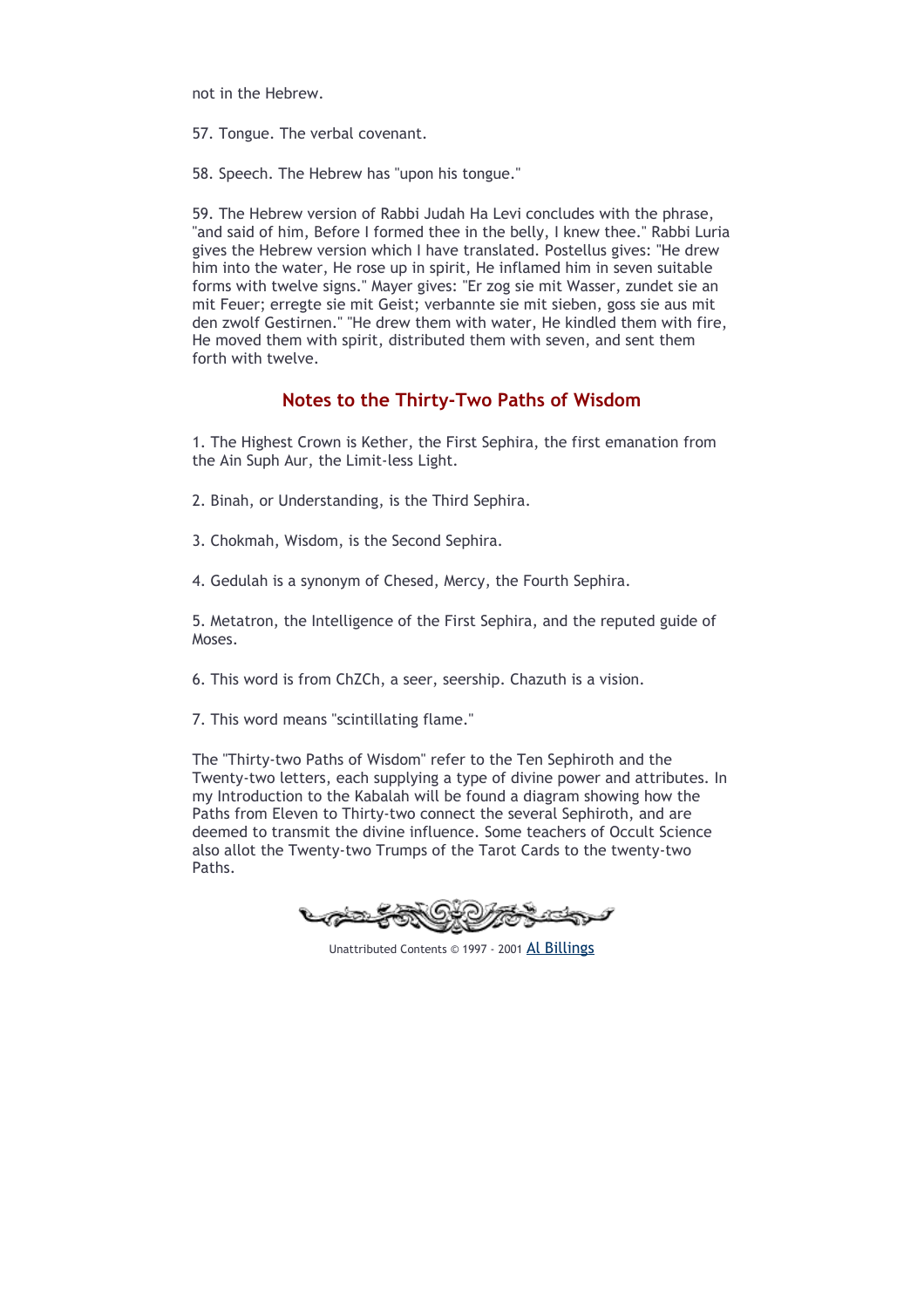not in the Hebrew.

57. Tongue. The verbal covenant.

58. Speech. The Hebrew has "upon his tongue."

59. The Hebrew version of Rabbi Judah Ha Levi concludes with the phrase, "and said of him, Before I formed thee in the belly, I knew thee." Rabbi Luria gives the Hebrew version which I have translated. Postellus gives: "He drew him into the water, He rose up in spirit, He inflamed him in seven suitable forms with twelve signs." Mayer gives: "Er zog sie mit Wasser, zundet sie an mit Feuer; erregte sie mit Geist; verbannte sie mit sieben, goss sie aus mit den zwolf Gestirnen." "He drew them with water, He kindled them with fire, He moved them with spirit, distributed them with seven, and sent them forth with twelve.

## Notes to the Thirty-Two Paths of Wisdom

1. The Highest Crown is Kether, the First Sephira, the first emanation from the Ain Suph Aur, the Limit-less Light.

2. Binah, or Understanding, is the Third Sephira.

3. Chokmah, Wisdom, is the Second Sephira.

4. Gedulah is a synonym of Chesed, Mercy, the Fourth Sephira.

5. Metatron, the Intelligence of the First Sephira, and the reputed guide of Moses.

6. This word is from ChZCh, a seer, seership. Chazuth is a vision.

7. This word means "scintillating flame."

The "Thirty-two Paths of Wisdom" refer to the Ten Sephiroth and the Twenty-two letters, each supplying a type of divine power and attributes. In my Introduction to the Kabalah will be found a diagram showing how the Paths from Eleven to Thirty-two connect the several Sephiroth, and are deemed to transmit the divine influence. Some teachers of Occult Science also allot the Twenty-two Trumps of the Tarot Cards to the twenty-two Paths.

Unattributed Contents © 1997 - 2001 Al Billings